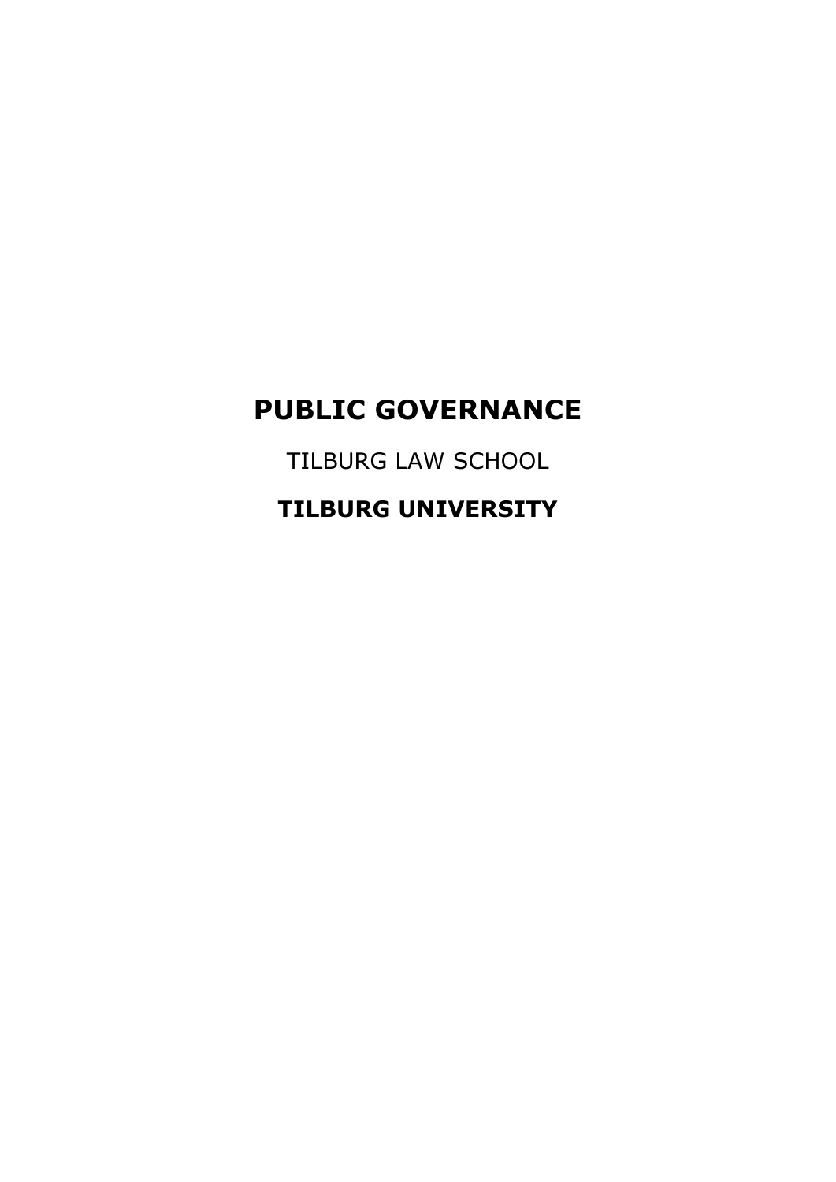# PUBLIC GOVERNANCE

TILBURG LAW SCHOOL

**TILBURG UNIVERSITY**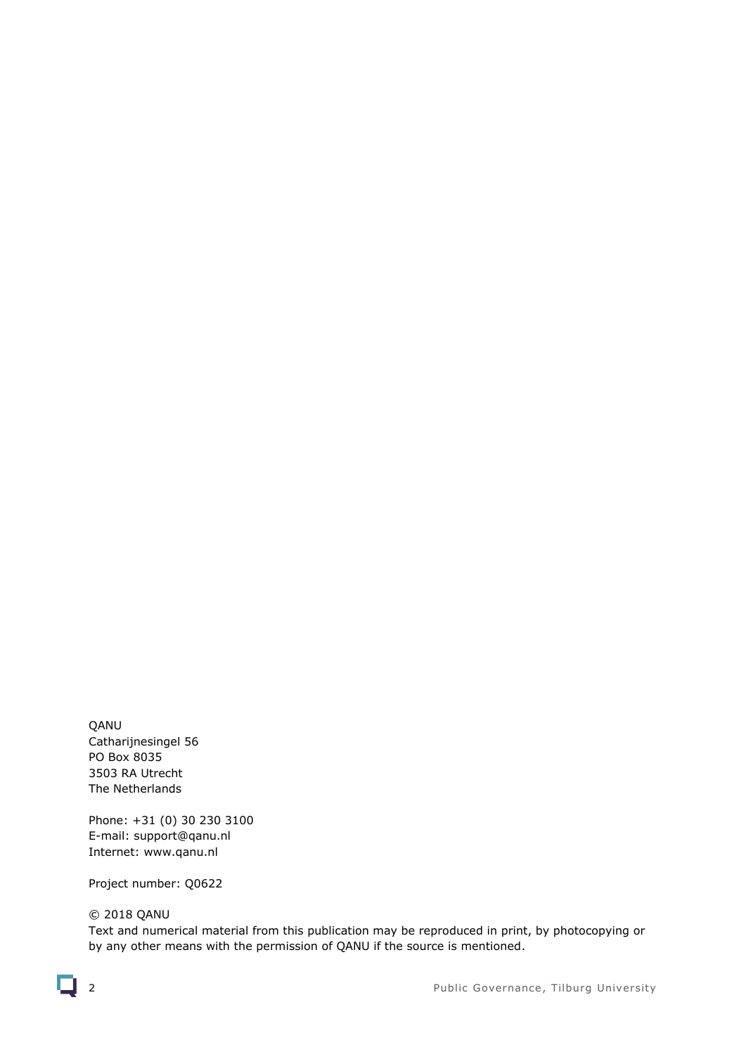QANU
Catharijnesingel 56
PO Box 8035
3503 RA Utrecht
The Netherlands

Phone: +31 (0) 30 230 3100
E-mail: support@qanu.nl
Internet: www.qanu.nl

Project number: Q0622

© 2018 QANU
Text and numerical material from this publication may be reproduced in print, by photocopying or by any other means with the permission of QANU if the source is mentioned.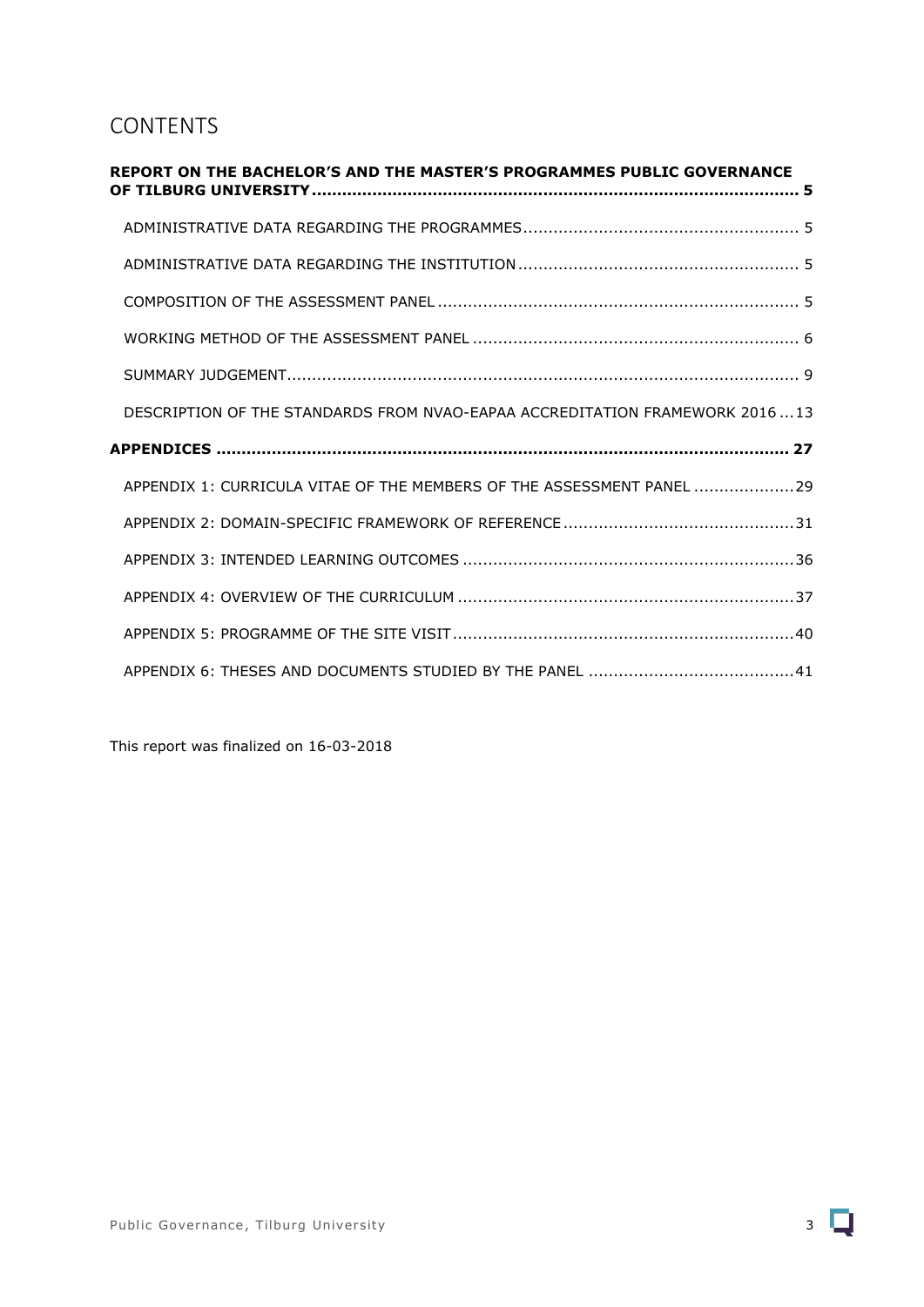# CONTENTS

**REPORT ON THE BACHELOR'S AND THE MASTER'S PROGRAMMES PUBLIC GOVERNANCE OF TILBURG UNIVERSITY ........ 5**

- ADMINISTRATIVE DATA REGARDING THE PROGRAMMES ........ 5
- ADMINISTRATIVE DATA REGARDING THE INSTITUTION ........ 5
- COMPOSITION OF THE ASSESSMENT PANEL ........ 5
- WORKING METHOD OF THE ASSESSMENT PANEL ........ 6
- SUMMARY JUDGEMENT ........ 9
- DESCRIPTION OF THE STANDARDS FROM NVAO-EAPAA ACCREDITATION FRAMEWORK 2016 ... 13

**APPENDICES ........ 27**

- APPENDIX 1: CURRICULA VITAE OF THE MEMBERS OF THE ASSESSMENT PANEL ........ 29
- APPENDIX 2: DOMAIN-SPECIFIC FRAMEWORK OF REFERENCE ........ 31
- APPENDIX 3: INTENDED LEARNING OUTCOMES ........ 36
- APPENDIX 4: OVERVIEW OF THE CURRICULUM ........ 37
- APPENDIX 5: PROGRAMME OF THE SITE VISIT ........ 40
- APPENDIX 6: THESES AND DOCUMENTS STUDIED BY THE PANEL ........ 41

This report was finalized on 16-03-2018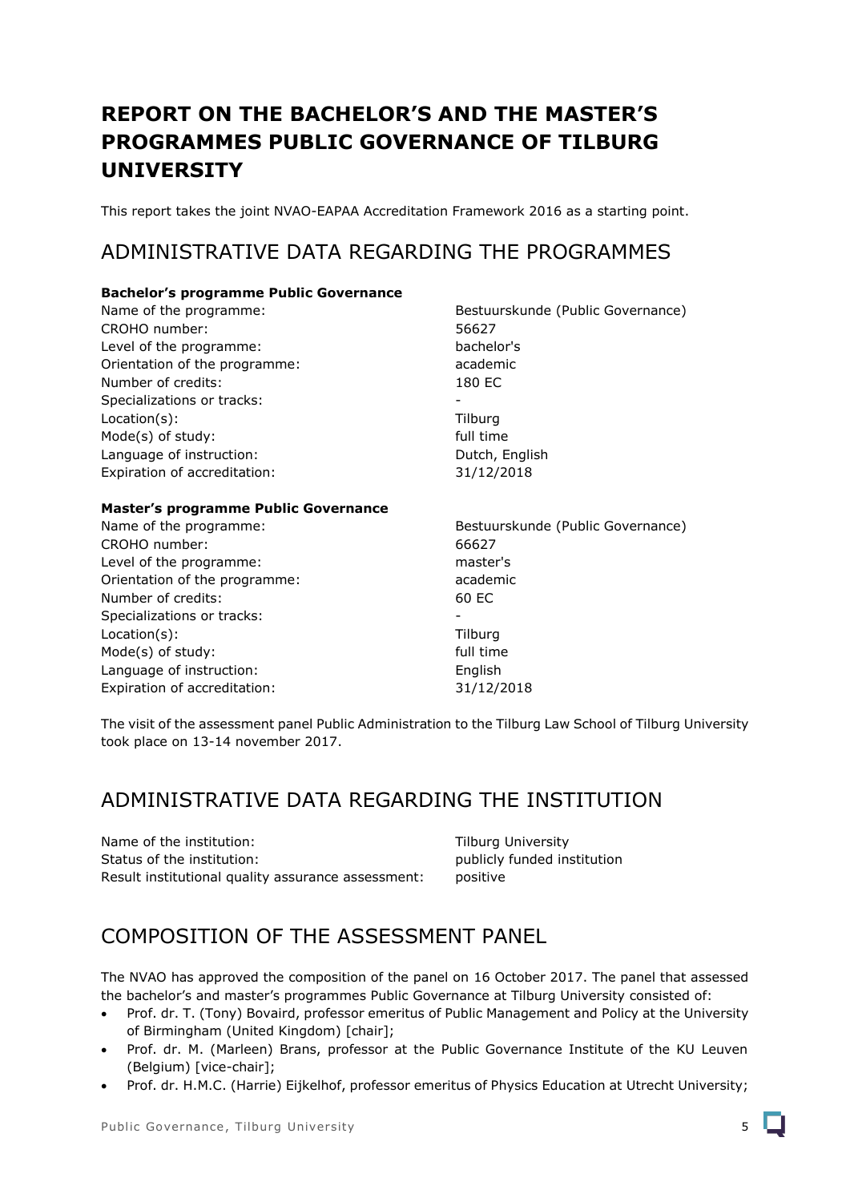# REPORT ON THE BACHELOR'S AND THE MASTER'S PROGRAMMES PUBLIC GOVERNANCE OF TILBURG UNIVERSITY

This report takes the joint NVAO-EAPAA Accreditation Framework 2016 as a starting point.

## ADMINISTRATIVE DATA REGARDING THE PROGRAMMES

**Bachelor's programme Public Governance**

Name of the programme: Bestuurskunde (Public Governance)
CROHO number: 56627
Level of the programme: bachelor's
Orientation of the programme: academic
Number of credits: 180 EC
Specializations or tracks: -
Location(s): Tilburg
Mode(s) of study: full time
Language of instruction: Dutch, English
Expiration of accreditation: 31/12/2018

**Master's programme Public Governance**

Name of the programme: Bestuurskunde (Public Governance)
CROHO number: 66627
Level of the programme: master's
Orientation of the programme: academic
Number of credits: 60 EC
Specializations or tracks: -
Location(s): Tilburg
Mode(s) of study: full time
Language of instruction: English
Expiration of accreditation: 31/12/2018

The visit of the assessment panel Public Administration to the Tilburg Law School of Tilburg University took place on 13-14 november 2017.

## ADMINISTRATIVE DATA REGARDING THE INSTITUTION

Name of the institution: Tilburg University
Status of the institution: publicly funded institution
Result institutional quality assurance assessment: positive

## COMPOSITION OF THE ASSESSMENT PANEL

The NVAO has approved the composition of the panel on 16 October 2017. The panel that assessed the bachelor's and master's programmes Public Governance at Tilburg University consisted of:

- Prof. dr. T. (Tony) Bovaird, professor emeritus of Public Management and Policy at the University of Birmingham (United Kingdom) [chair];
- Prof. dr. M. (Marleen) Brans, professor at the Public Governance Institute of the KU Leuven (Belgium) [vice-chair];
- Prof. dr. H.M.C. (Harrie) Eijkelhof, professor emeritus of Physics Education at Utrecht University;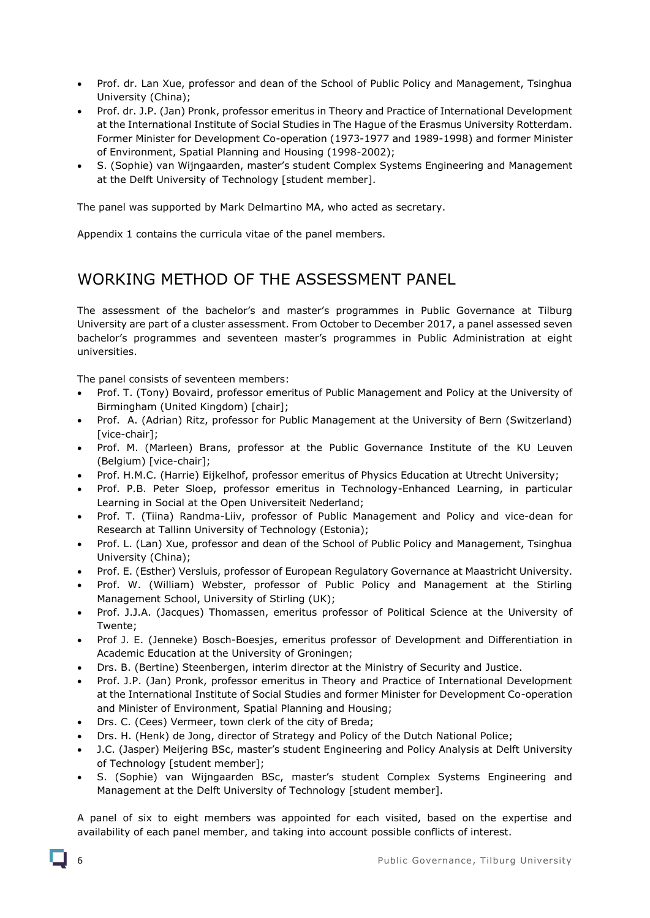- Prof. dr. Lan Xue, professor and dean of the School of Public Policy and Management, Tsinghua University (China);
- Prof. dr. J.P. (Jan) Pronk, professor emeritus in Theory and Practice of International Development at the International Institute of Social Studies in The Hague of the Erasmus University Rotterdam. Former Minister for Development Co-operation (1973-1977 and 1989-1998) and former Minister of Environment, Spatial Planning and Housing (1998-2002);
- S. (Sophie) van Wijngaarden, master's student Complex Systems Engineering and Management at the Delft University of Technology [student member].

The panel was supported by Mark Delmartino MA, who acted as secretary.

Appendix 1 contains the curricula vitae of the panel members.

## WORKING METHOD OF THE ASSESSMENT PANEL

The assessment of the bachelor's and master's programmes in Public Governance at Tilburg University are part of a cluster assessment. From October to December 2017, a panel assessed seven bachelor's programmes and seventeen master's programmes in Public Administration at eight universities.

The panel consists of seventeen members:

- Prof. T. (Tony) Bovaird, professor emeritus of Public Management and Policy at the University of Birmingham (United Kingdom) [chair];
- Prof. A. (Adrian) Ritz, professor for Public Management at the University of Bern (Switzerland) [vice-chair];
- Prof. M. (Marleen) Brans, professor at the Public Governance Institute of the KU Leuven (Belgium) [vice-chair];
- Prof. H.M.C. (Harrie) Eijkelhof, professor emeritus of Physics Education at Utrecht University;
- Prof. P.B. Peter Sloep, professor emeritus in Technology-Enhanced Learning, in particular Learning in Social at the Open Universiteit Nederland;
- Prof. T. (Tiina) Randma-Liiv, professor of Public Management and Policy and vice-dean for Research at Tallinn University of Technology (Estonia);
- Prof. L. (Lan) Xue, professor and dean of the School of Public Policy and Management, Tsinghua University (China);
- Prof. E. (Esther) Versluis, professor of European Regulatory Governance at Maastricht University.
- Prof. W. (William) Webster, professor of Public Policy and Management at the Stirling Management School, University of Stirling (UK);
- Prof. J.J.A. (Jacques) Thomassen, emeritus professor of Political Science at the University of Twente;
- Prof J. E. (Jenneke) Bosch-Boesjes, emeritus professor of Development and Differentiation in Academic Education at the University of Groningen;
- Drs. B. (Bertine) Steenbergen, interim director at the Ministry of Security and Justice.
- Prof. J.P. (Jan) Pronk, professor emeritus in Theory and Practice of International Development at the International Institute of Social Studies and former Minister for Development Co-operation and Minister of Environment, Spatial Planning and Housing;
- Drs. C. (Cees) Vermeer, town clerk of the city of Breda;
- Drs. H. (Henk) de Jong, director of Strategy and Policy of the Dutch National Police;
- J.C. (Jasper) Meijering BSc, master's student Engineering and Policy Analysis at Delft University of Technology [student member];
- S. (Sophie) van Wijngaarden BSc, master's student Complex Systems Engineering and Management at the Delft University of Technology [student member].

A panel of six to eight members was appointed for each visited, based on the expertise and availability of each panel member, and taking into account possible conflicts of interest.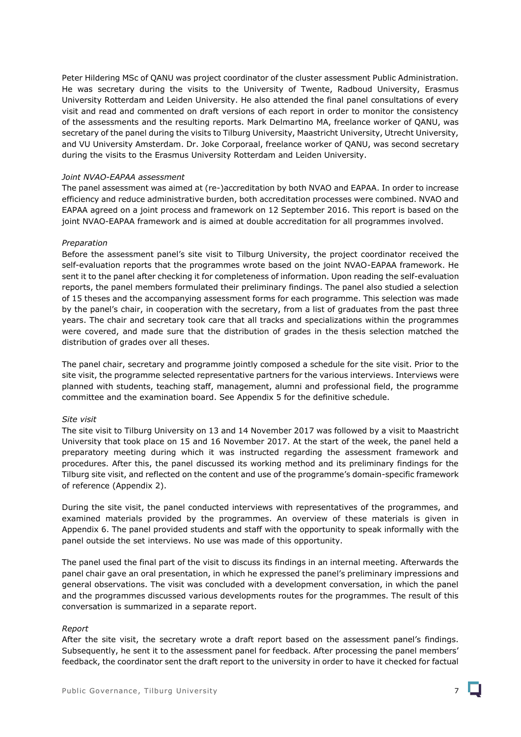Peter Hildering MSc of QANU was project coordinator of the cluster assessment Public Administration. He was secretary during the visits to the University of Twente, Radboud University, Erasmus University Rotterdam and Leiden University. He also attended the final panel consultations of every visit and read and commented on draft versions of each report in order to monitor the consistency of the assessments and the resulting reports. Mark Delmartino MA, freelance worker of QANU, was secretary of the panel during the visits to Tilburg University, Maastricht University, Utrecht University, and VU University Amsterdam. Dr. Joke Corporaal, freelance worker of QANU, was second secretary during the visits to the Erasmus University Rotterdam and Leiden University.

*Joint NVAO-EAPAA assessment*

The panel assessment was aimed at (re-)accreditation by both NVAO and EAPAA. In order to increase efficiency and reduce administrative burden, both accreditation processes were combined. NVAO and EAPAA agreed on a joint process and framework on 12 September 2016. This report is based on the joint NVAO-EAPAA framework and is aimed at double accreditation for all programmes involved.

*Preparation*

Before the assessment panel's site visit to Tilburg University, the project coordinator received the self-evaluation reports that the programmes wrote based on the joint NVAO-EAPAA framework. He sent it to the panel after checking it for completeness of information. Upon reading the self-evaluation reports, the panel members formulated their preliminary findings. The panel also studied a selection of 15 theses and the accompanying assessment forms for each programme. This selection was made by the panel's chair, in cooperation with the secretary, from a list of graduates from the past three years. The chair and secretary took care that all tracks and specializations within the programmes were covered, and made sure that the distribution of grades in the thesis selection matched the distribution of grades over all theses.

The panel chair, secretary and programme jointly composed a schedule for the site visit. Prior to the site visit, the programme selected representative partners for the various interviews. Interviews were planned with students, teaching staff, management, alumni and professional field, the programme committee and the examination board. See Appendix 5 for the definitive schedule.

*Site visit*

The site visit to Tilburg University on 13 and 14 November 2017 was followed by a visit to Maastricht University that took place on 15 and 16 November 2017. At the start of the week, the panel held a preparatory meeting during which it was instructed regarding the assessment framework and procedures. After this, the panel discussed its working method and its preliminary findings for the Tilburg site visit, and reflected on the content and use of the programme's domain-specific framework of reference (Appendix 2).

During the site visit, the panel conducted interviews with representatives of the programmes, and examined materials provided by the programmes. An overview of these materials is given in Appendix 6. The panel provided students and staff with the opportunity to speak informally with the panel outside the set interviews. No use was made of this opportunity.

The panel used the final part of the visit to discuss its findings in an internal meeting. Afterwards the panel chair gave an oral presentation, in which he expressed the panel's preliminary impressions and general observations. The visit was concluded with a development conversation, in which the panel and the programmes discussed various developments routes for the programmes. The result of this conversation is summarized in a separate report.

*Report*

After the site visit, the secretary wrote a draft report based on the assessment panel's findings. Subsequently, he sent it to the assessment panel for feedback. After processing the panel members' feedback, the coordinator sent the draft report to the university in order to have it checked for factual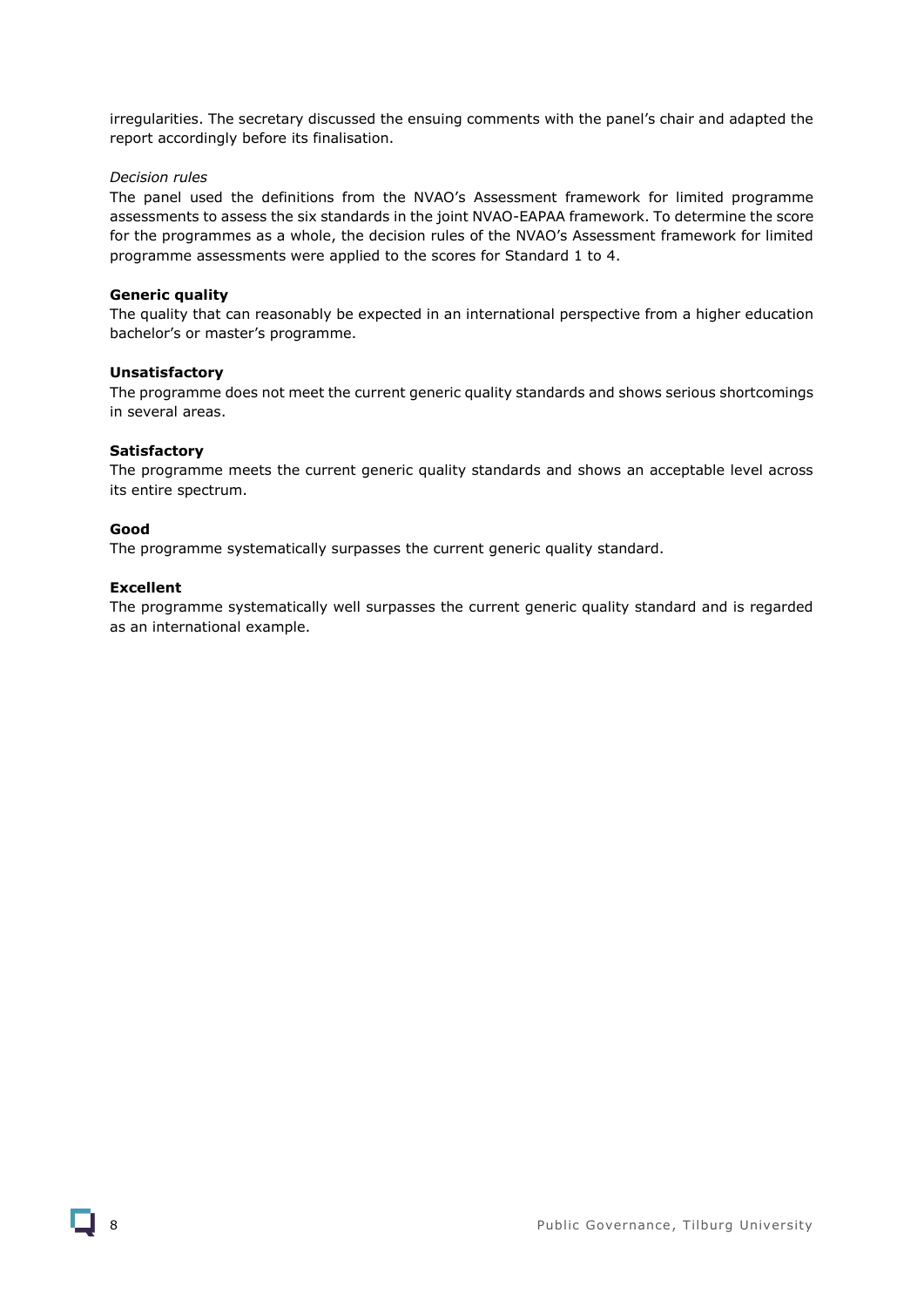irregularities. The secretary discussed the ensuing comments with the panel's chair and adapted the report accordingly before its finalisation.

*Decision rules*

The panel used the definitions from the NVAO's Assessment framework for limited programme assessments to assess the six standards in the joint NVAO-EAPAA framework. To determine the score for the programmes as a whole, the decision rules of the NVAO's Assessment framework for limited programme assessments were applied to the scores for Standard 1 to 4.

**Generic quality**

The quality that can reasonably be expected in an international perspective from a higher education bachelor's or master's programme.

**Unsatisfactory**

The programme does not meet the current generic quality standards and shows serious shortcomings in several areas.

**Satisfactory**

The programme meets the current generic quality standards and shows an acceptable level across its entire spectrum.

**Good**

The programme systematically surpasses the current generic quality standard.

**Excellent**

The programme systematically well surpasses the current generic quality standard and is regarded as an international example.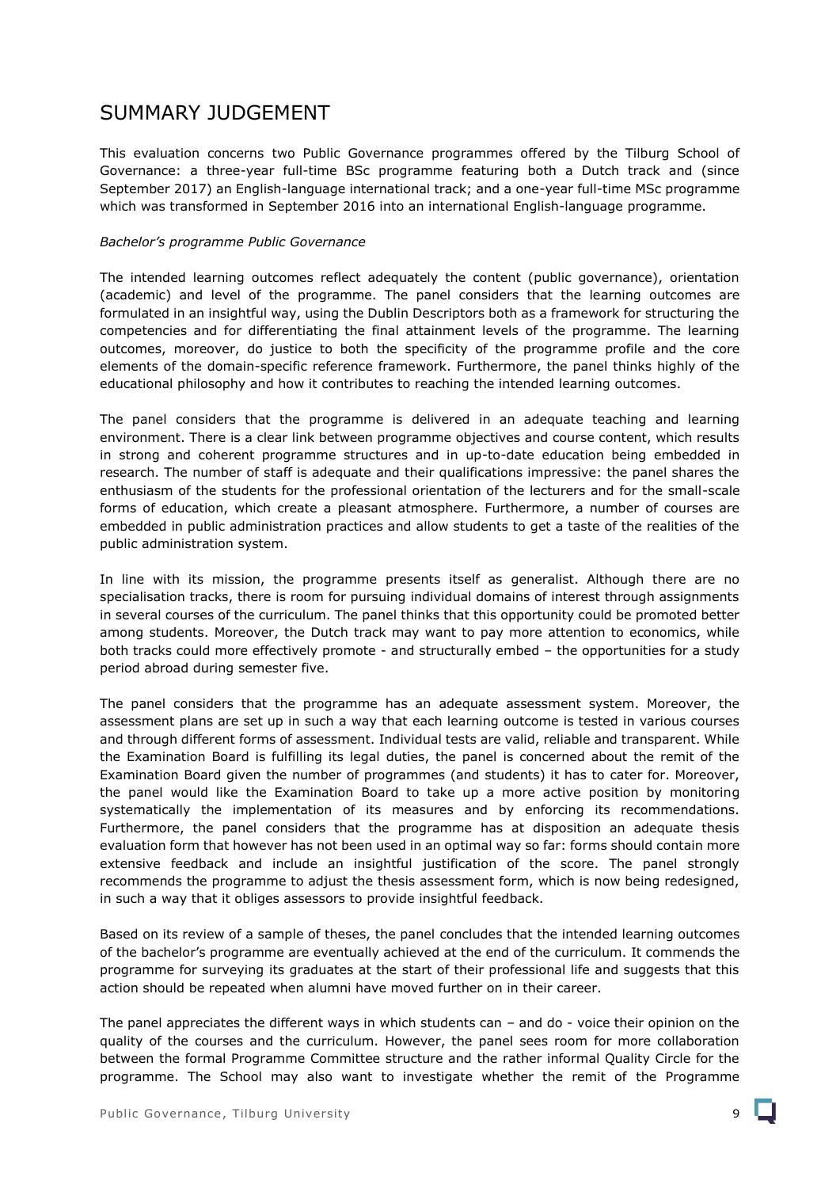# SUMMARY JUDGEMENT

This evaluation concerns two Public Governance programmes offered by the Tilburg School of Governance: a three-year full-time BSc programme featuring both a Dutch track and (since September 2017) an English-language international track; and a one-year full-time MSc programme which was transformed in September 2016 into an international English-language programme.

*Bachelor's programme Public Governance*

The intended learning outcomes reflect adequately the content (public governance), orientation (academic) and level of the programme. The panel considers that the learning outcomes are formulated in an insightful way, using the Dublin Descriptors both as a framework for structuring the competencies and for differentiating the final attainment levels of the programme. The learning outcomes, moreover, do justice to both the specificity of the programme profile and the core elements of the domain-specific reference framework. Furthermore, the panel thinks highly of the educational philosophy and how it contributes to reaching the intended learning outcomes.

The panel considers that the programme is delivered in an adequate teaching and learning environment. There is a clear link between programme objectives and course content, which results in strong and coherent programme structures and in up-to-date education being embedded in research. The number of staff is adequate and their qualifications impressive: the panel shares the enthusiasm of the students for the professional orientation of the lecturers and for the small-scale forms of education, which create a pleasant atmosphere. Furthermore, a number of courses are embedded in public administration practices and allow students to get a taste of the realities of the public administration system.

In line with its mission, the programme presents itself as generalist. Although there are no specialisation tracks, there is room for pursuing individual domains of interest through assignments in several courses of the curriculum. The panel thinks that this opportunity could be promoted better among students. Moreover, the Dutch track may want to pay more attention to economics, while both tracks could more effectively promote - and structurally embed – the opportunities for a study period abroad during semester five.

The panel considers that the programme has an adequate assessment system. Moreover, the assessment plans are set up in such a way that each learning outcome is tested in various courses and through different forms of assessment. Individual tests are valid, reliable and transparent. While the Examination Board is fulfilling its legal duties, the panel is concerned about the remit of the Examination Board given the number of programmes (and students) it has to cater for. Moreover, the panel would like the Examination Board to take up a more active position by monitoring systematically the implementation of its measures and by enforcing its recommendations. Furthermore, the panel considers that the programme has at disposition an adequate thesis evaluation form that however has not been used in an optimal way so far: forms should contain more extensive feedback and include an insightful justification of the score. The panel strongly recommends the programme to adjust the thesis assessment form, which is now being redesigned, in such a way that it obliges assessors to provide insightful feedback.

Based on its review of a sample of theses, the panel concludes that the intended learning outcomes of the bachelor's programme are eventually achieved at the end of the curriculum. It commends the programme for surveying its graduates at the start of their professional life and suggests that this action should be repeated when alumni have moved further on in their career.

The panel appreciates the different ways in which students can – and do - voice their opinion on the quality of the courses and the curriculum. However, the panel sees room for more collaboration between the formal Programme Committee structure and the rather informal Quality Circle for the programme. The School may also want to investigate whether the remit of the Programme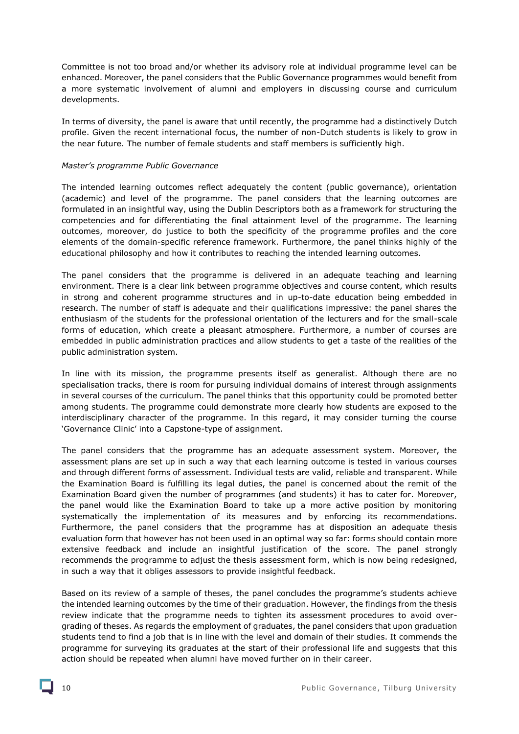Committee is not too broad and/or whether its advisory role at individual programme level can be enhanced. Moreover, the panel considers that the Public Governance programmes would benefit from a more systematic involvement of alumni and employers in discussing course and curriculum developments.

In terms of diversity, the panel is aware that until recently, the programme had a distinctively Dutch profile. Given the recent international focus, the number of non-Dutch students is likely to grow in the near future. The number of female students and staff members is sufficiently high.

*Master's programme Public Governance*

The intended learning outcomes reflect adequately the content (public governance), orientation (academic) and level of the programme. The panel considers that the learning outcomes are formulated in an insightful way, using the Dublin Descriptors both as a framework for structuring the competencies and for differentiating the final attainment level of the programme. The learning outcomes, moreover, do justice to both the specificity of the programme profiles and the core elements of the domain-specific reference framework. Furthermore, the panel thinks highly of the educational philosophy and how it contributes to reaching the intended learning outcomes.

The panel considers that the programme is delivered in an adequate teaching and learning environment. There is a clear link between programme objectives and course content, which results in strong and coherent programme structures and in up-to-date education being embedded in research. The number of staff is adequate and their qualifications impressive: the panel shares the enthusiasm of the students for the professional orientation of the lecturers and for the small-scale forms of education, which create a pleasant atmosphere. Furthermore, a number of courses are embedded in public administration practices and allow students to get a taste of the realities of the public administration system.

In line with its mission, the programme presents itself as generalist. Although there are no specialisation tracks, there is room for pursuing individual domains of interest through assignments in several courses of the curriculum. The panel thinks that this opportunity could be promoted better among students. The programme could demonstrate more clearly how students are exposed to the interdisciplinary character of the programme. In this regard, it may consider turning the course 'Governance Clinic' into a Capstone-type of assignment.

The panel considers that the programme has an adequate assessment system. Moreover, the assessment plans are set up in such a way that each learning outcome is tested in various courses and through different forms of assessment. Individual tests are valid, reliable and transparent. While the Examination Board is fulfilling its legal duties, the panel is concerned about the remit of the Examination Board given the number of programmes (and students) it has to cater for. Moreover, the panel would like the Examination Board to take up a more active position by monitoring systematically the implementation of its measures and by enforcing its recommendations. Furthermore, the panel considers that the programme has at disposition an adequate thesis evaluation form that however has not been used in an optimal way so far: forms should contain more extensive feedback and include an insightful justification of the score. The panel strongly recommends the programme to adjust the thesis assessment form, which is now being redesigned, in such a way that it obliges assessors to provide insightful feedback.

Based on its review of a sample of theses, the panel concludes the programme's students achieve the intended learning outcomes by the time of their graduation. However, the findings from the thesis review indicate that the programme needs to tighten its assessment procedures to avoid over-grading of theses. As regards the employment of graduates, the panel considers that upon graduation students tend to find a job that is in line with the level and domain of their studies. It commends the programme for surveying its graduates at the start of their professional life and suggests that this action should be repeated when alumni have moved further on in their career.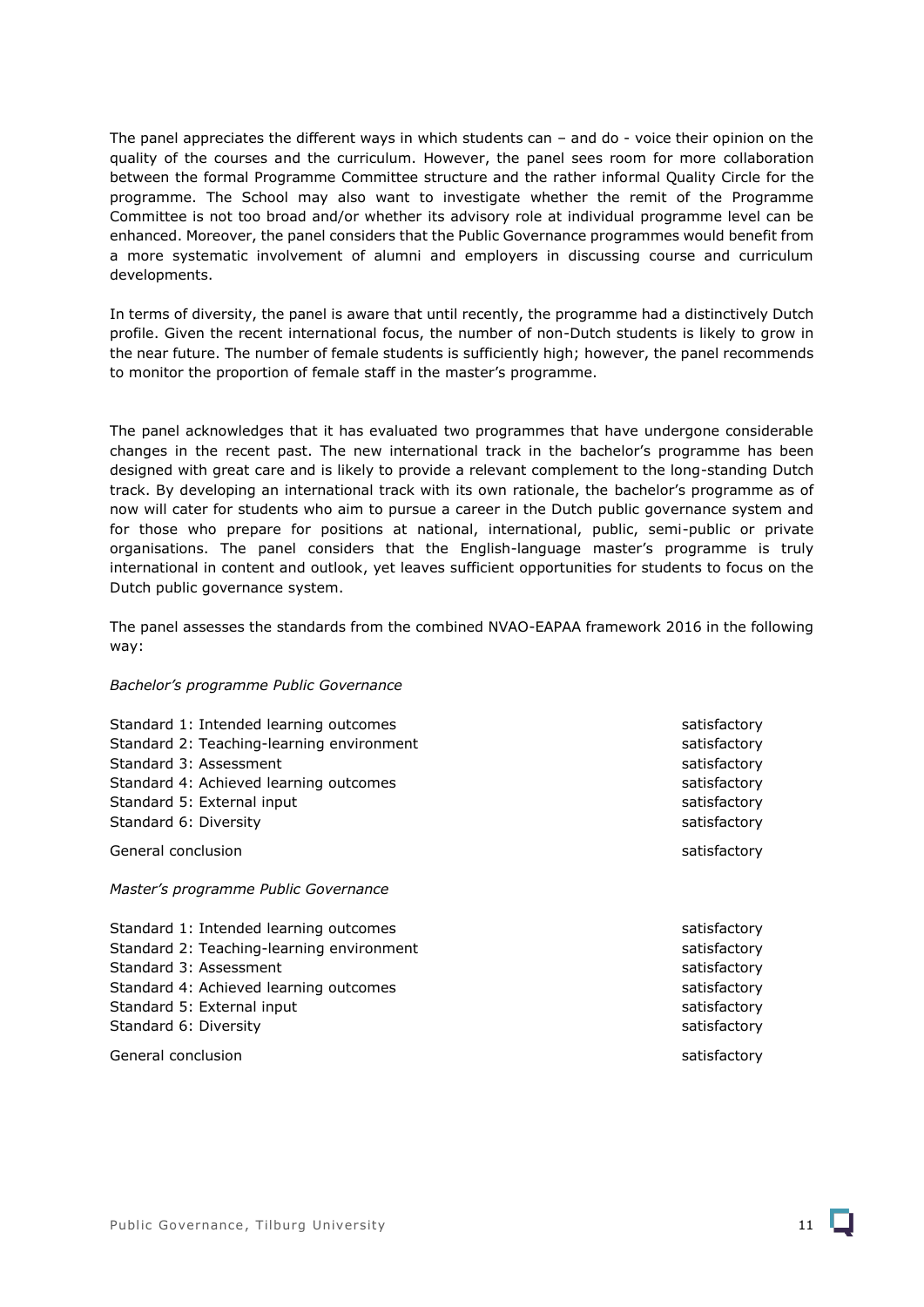The panel appreciates the different ways in which students can – and do - voice their opinion on the quality of the courses and the curriculum. However, the panel sees room for more collaboration between the formal Programme Committee structure and the rather informal Quality Circle for the programme. The School may also want to investigate whether the remit of the Programme Committee is not too broad and/or whether its advisory role at individual programme level can be enhanced. Moreover, the panel considers that the Public Governance programmes would benefit from a more systematic involvement of alumni and employers in discussing course and curriculum developments.

In terms of diversity, the panel is aware that until recently, the programme had a distinctively Dutch profile. Given the recent international focus, the number of non-Dutch students is likely to grow in the near future. The number of female students is sufficiently high; however, the panel recommends to monitor the proportion of female staff in the master's programme.

The panel acknowledges that it has evaluated two programmes that have undergone considerable changes in the recent past. The new international track in the bachelor's programme has been designed with great care and is likely to provide a relevant complement to the long-standing Dutch track. By developing an international track with its own rationale, the bachelor's programme as of now will cater for students who aim to pursue a career in the Dutch public governance system and for those who prepare for positions at national, international, public, semi-public or private organisations. The panel considers that the English-language master's programme is truly international in content and outlook, yet leaves sufficient opportunities for students to focus on the Dutch public governance system.

The panel assesses the standards from the combined NVAO-EAPAA framework 2016 in the following way:

*Bachelor's programme Public Governance*

| | |
|---|---|
| Standard 1: Intended learning outcomes | satisfactory |
| Standard 2: Teaching-learning environment | satisfactory |
| Standard 3: Assessment | satisfactory |
| Standard 4: Achieved learning outcomes | satisfactory |
| Standard 5: External input | satisfactory |
| Standard 6: Diversity | satisfactory |
| General conclusion | satisfactory |

*Master's programme Public Governance*

| | |
|---|---|
| Standard 1: Intended learning outcomes | satisfactory |
| Standard 2: Teaching-learning environment | satisfactory |
| Standard 3: Assessment | satisfactory |
| Standard 4: Achieved learning outcomes | satisfactory |
| Standard 5: External input | satisfactory |
| Standard 6: Diversity | satisfactory |
| General conclusion | satisfactory |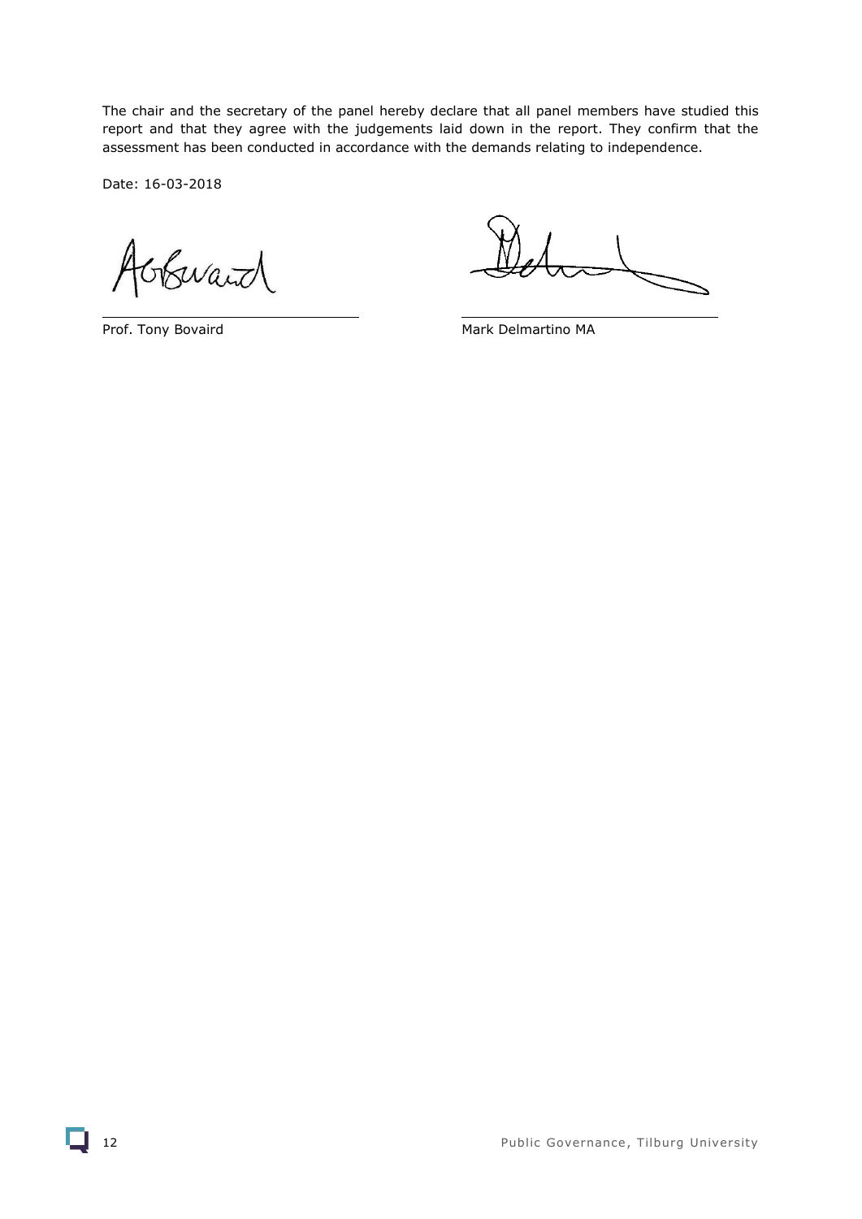The chair and the secretary of the panel hereby declare that all panel members have studied this report and that they agree with the judgements laid down in the report. They confirm that the assessment has been conducted in accordance with the demands relating to independence.

Date: 16-03-2018

Prof. Tony Bovaird

Mark Delmartino MA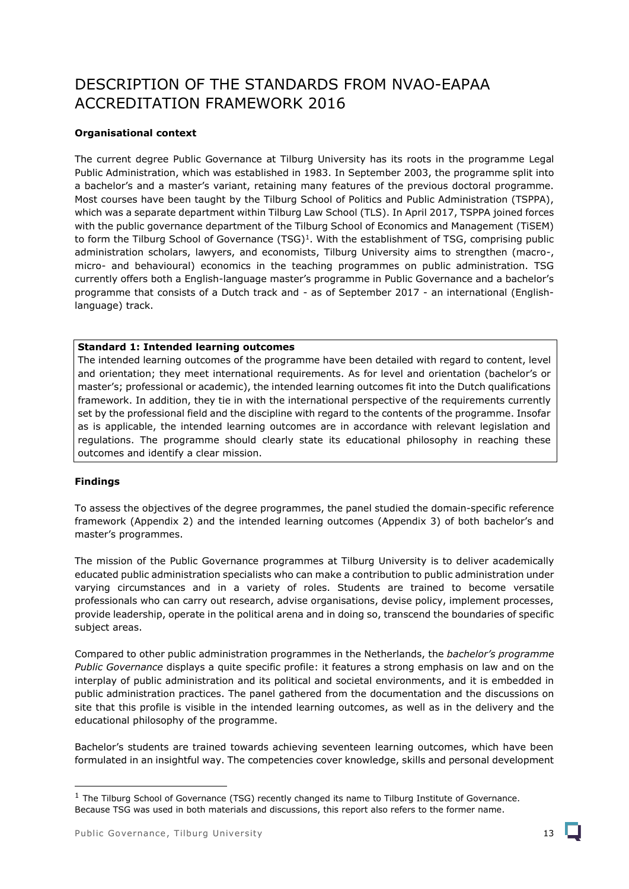# DESCRIPTION OF THE STANDARDS FROM NVAO-EAPAA ACCREDITATION FRAMEWORK 2016

**Organisational context**

The current degree Public Governance at Tilburg University has its roots in the programme Legal Public Administration, which was established in 1983. In September 2003, the programme split into a bachelor's and a master's variant, retaining many features of the previous doctoral programme. Most courses have been taught by the Tilburg School of Politics and Public Administration (TSPPA), which was a separate department within Tilburg Law School (TLS). In April 2017, TSPPA joined forces with the public governance department of the Tilburg School of Economics and Management (TiSEM) to form the Tilburg School of Governance (TSG)[1]. With the establishment of TSG, comprising public administration scholars, lawyers, and economists, Tilburg University aims to strengthen (macro-, micro- and behavioural) economics in the teaching programmes on public administration. TSG currently offers both a English-language master's programme in Public Governance and a bachelor's programme that consists of a Dutch track and - as of September 2017 - an international (English-language) track.

**Standard 1: Intended learning outcomes**
The intended learning outcomes of the programme have been detailed with regard to content, level and orientation; they meet international requirements. As for level and orientation (bachelor's or master's; professional or academic), the intended learning outcomes fit into the Dutch qualifications framework. In addition, they tie in with the international perspective of the requirements currently set by the professional field and the discipline with regard to the contents of the programme. Insofar as is applicable, the intended learning outcomes are in accordance with relevant legislation and regulations. The programme should clearly state its educational philosophy in reaching these outcomes and identify a clear mission.

**Findings**

To assess the objectives of the degree programmes, the panel studied the domain-specific reference framework (Appendix 2) and the intended learning outcomes (Appendix 3) of both bachelor's and master's programmes.

The mission of the Public Governance programmes at Tilburg University is to deliver academically educated public administration specialists who can make a contribution to public administration under varying circumstances and in a variety of roles. Students are trained to become versatile professionals who can carry out research, advise organisations, devise policy, implement processes, provide leadership, operate in the political arena and in doing so, transcend the boundaries of specific subject areas.

Compared to other public administration programmes in the Netherlands, the *bachelor's programme Public Governance* displays a quite specific profile: it features a strong emphasis on law and on the interplay of public administration and its political and societal environments, and it is embedded in public administration practices. The panel gathered from the documentation and the discussions on site that this profile is visible in the intended learning outcomes, as well as in the delivery and the educational philosophy of the programme.

Bachelor's students are trained towards achieving seventeen learning outcomes, which have been formulated in an insightful way. The competencies cover knowledge, skills and personal development

[1] The Tilburg School of Governance (TSG) recently changed its name to Tilburg Institute of Governance. Because TSG was used in both materials and discussions, this report also refers to the former name.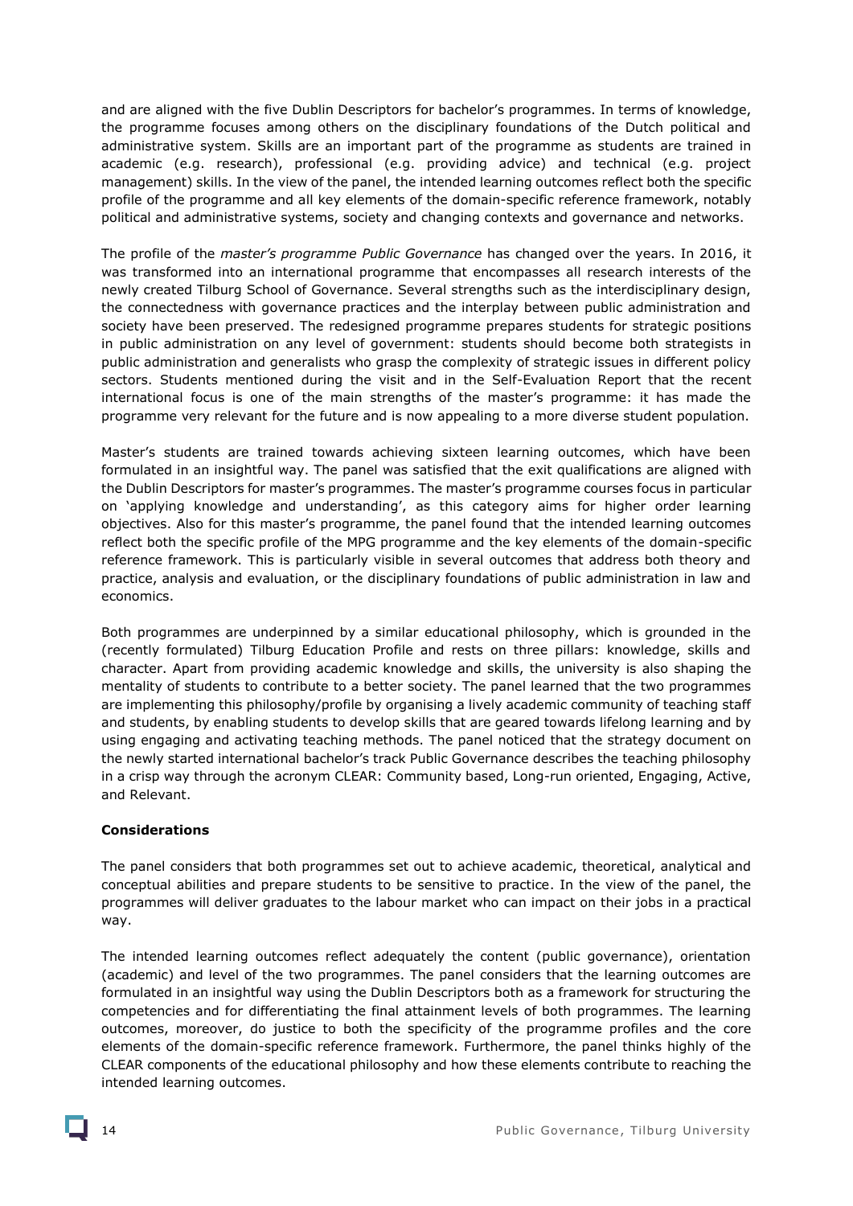and are aligned with the five Dublin Descriptors for bachelor's programmes. In terms of knowledge, the programme focuses among others on the disciplinary foundations of the Dutch political and administrative system. Skills are an important part of the programme as students are trained in academic (e.g. research), professional (e.g. providing advice) and technical (e.g. project management) skills. In the view of the panel, the intended learning outcomes reflect both the specific profile of the programme and all key elements of the domain-specific reference framework, notably political and administrative systems, society and changing contexts and governance and networks.

The profile of the *master's programme Public Governance* has changed over the years. In 2016, it was transformed into an international programme that encompasses all research interests of the newly created Tilburg School of Governance. Several strengths such as the interdisciplinary design, the connectedness with governance practices and the interplay between public administration and society have been preserved. The redesigned programme prepares students for strategic positions in public administration on any level of government: students should become both strategists in public administration and generalists who grasp the complexity of strategic issues in different policy sectors. Students mentioned during the visit and in the Self-Evaluation Report that the recent international focus is one of the main strengths of the master's programme: it has made the programme very relevant for the future and is now appealing to a more diverse student population.

Master's students are trained towards achieving sixteen learning outcomes, which have been formulated in an insightful way. The panel was satisfied that the exit qualifications are aligned with the Dublin Descriptors for master's programmes. The master's programme courses focus in particular on 'applying knowledge and understanding', as this category aims for higher order learning objectives. Also for this master's programme, the panel found that the intended learning outcomes reflect both the specific profile of the MPG programme and the key elements of the domain-specific reference framework. This is particularly visible in several outcomes that address both theory and practice, analysis and evaluation, or the disciplinary foundations of public administration in law and economics.

Both programmes are underpinned by a similar educational philosophy, which is grounded in the (recently formulated) Tilburg Education Profile and rests on three pillars: knowledge, skills and character. Apart from providing academic knowledge and skills, the university is also shaping the mentality of students to contribute to a better society. The panel learned that the two programmes are implementing this philosophy/profile by organising a lively academic community of teaching staff and students, by enabling students to develop skills that are geared towards lifelong learning and by using engaging and activating teaching methods. The panel noticed that the strategy document on the newly started international bachelor's track Public Governance describes the teaching philosophy in a crisp way through the acronym CLEAR: Community based, Long-run oriented, Engaging, Active, and Relevant.

**Considerations**

The panel considers that both programmes set out to achieve academic, theoretical, analytical and conceptual abilities and prepare students to be sensitive to practice. In the view of the panel, the programmes will deliver graduates to the labour market who can impact on their jobs in a practical way.

The intended learning outcomes reflect adequately the content (public governance), orientation (academic) and level of the two programmes. The panel considers that the learning outcomes are formulated in an insightful way using the Dublin Descriptors both as a framework for structuring the competencies and for differentiating the final attainment levels of both programmes. The learning outcomes, moreover, do justice to both the specificity of the programme profiles and the core elements of the domain-specific reference framework. Furthermore, the panel thinks highly of the CLEAR components of the educational philosophy and how these elements contribute to reaching the intended learning outcomes.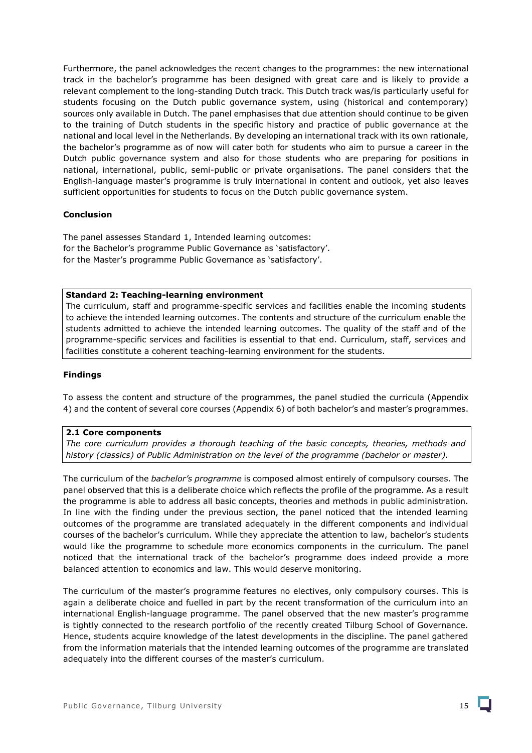Furthermore, the panel acknowledges the recent changes to the programmes: the new international track in the bachelor's programme has been designed with great care and is likely to provide a relevant complement to the long-standing Dutch track. This Dutch track was/is particularly useful for students focusing on the Dutch public governance system, using (historical and contemporary) sources only available in Dutch. The panel emphasises that due attention should continue to be given to the training of Dutch students in the specific history and practice of public governance at the national and local level in the Netherlands. By developing an international track with its own rationale, the bachelor's programme as of now will cater both for students who aim to pursue a career in the Dutch public governance system and also for those students who are preparing for positions in national, international, public, semi-public or private organisations. The panel considers that the English-language master's programme is truly international in content and outlook, yet also leaves sufficient opportunities for students to focus on the Dutch public governance system.

**Conclusion**

The panel assesses Standard 1, Intended learning outcomes:
for the Bachelor's programme Public Governance as 'satisfactory'.
for the Master's programme Public Governance as 'satisfactory'.

**Standard 2: Teaching-learning environment**
The curriculum, staff and programme-specific services and facilities enable the incoming students to achieve the intended learning outcomes. The contents and structure of the curriculum enable the students admitted to achieve the intended learning outcomes. The quality of the staff and of the programme-specific services and facilities is essential to that end. Curriculum, staff, services and facilities constitute a coherent teaching-learning environment for the students.

**Findings**

To assess the content and structure of the programmes, the panel studied the curricula (Appendix 4) and the content of several core courses (Appendix 6) of both bachelor's and master's programmes.

**2.1 Core components**
*The core curriculum provides a thorough teaching of the basic concepts, theories, methods and history (classics) of Public Administration on the level of the programme (bachelor or master).*

The curriculum of the *bachelor's programme* is composed almost entirely of compulsory courses. The panel observed that this is a deliberate choice which reflects the profile of the programme. As a result the programme is able to address all basic concepts, theories and methods in public administration. In line with the finding under the previous section, the panel noticed that the intended learning outcomes of the programme are translated adequately in the different components and individual courses of the bachelor's curriculum. While they appreciate the attention to law, bachelor's students would like the programme to schedule more economics components in the curriculum. The panel noticed that the international track of the bachelor's programme does indeed provide a more balanced attention to economics and law. This would deserve monitoring.

The curriculum of the master's programme features no electives, only compulsory courses. This is again a deliberate choice and fuelled in part by the recent transformation of the curriculum into an international English-language programme. The panel observed that the new master's programme is tightly connected to the research portfolio of the recently created Tilburg School of Governance. Hence, students acquire knowledge of the latest developments in the discipline. The panel gathered from the information materials that the intended learning outcomes of the programme are translated adequately into the different courses of the master's curriculum.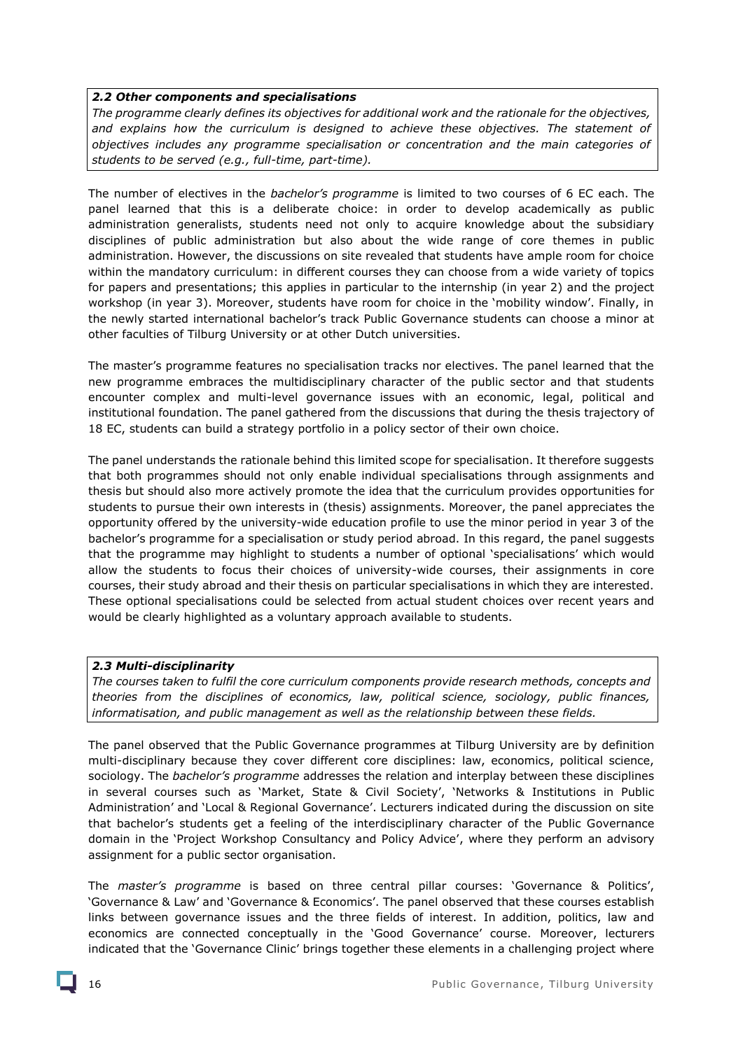*__2.2 Other components and specialisations__*

*The programme clearly defines its objectives for additional work and the rationale for the objectives, and explains how the curriculum is designed to achieve these objectives. The statement of objectives includes any programme specialisation or concentration and the main categories of students to be served (e.g., full-time, part-time).*

The number of electives in the *bachelor's programme* is limited to two courses of 6 EC each. The panel learned that this is a deliberate choice: in order to develop academically as public administration generalists, students need not only to acquire knowledge about the subsidiary disciplines of public administration but also about the wide range of core themes in public administration. However, the discussions on site revealed that students have ample room for choice within the mandatory curriculum: in different courses they can choose from a wide variety of topics for papers and presentations; this applies in particular to the internship (in year 2) and the project workshop (in year 3). Moreover, students have room for choice in the 'mobility window'. Finally, in the newly started international bachelor's track Public Governance students can choose a minor at other faculties of Tilburg University or at other Dutch universities.

The master's programme features no specialisation tracks nor electives. The panel learned that the new programme embraces the multidisciplinary character of the public sector and that students encounter complex and multi-level governance issues with an economic, legal, political and institutional foundation. The panel gathered from the discussions that during the thesis trajectory of 18 EC, students can build a strategy portfolio in a policy sector of their own choice.

The panel understands the rationale behind this limited scope for specialisation. It therefore suggests that both programmes should not only enable individual specialisations through assignments and thesis but should also more actively promote the idea that the curriculum provides opportunities for students to pursue their own interests in (thesis) assignments. Moreover, the panel appreciates the opportunity offered by the university-wide education profile to use the minor period in year 3 of the bachelor's programme for a specialisation or study period abroad. In this regard, the panel suggests that the programme may highlight to students a number of optional 'specialisations' which would allow the students to focus their choices of university-wide courses, their assignments in core courses, their study abroad and their thesis on particular specialisations in which they are interested. These optional specialisations could be selected from actual student choices over recent years and would be clearly highlighted as a voluntary approach available to students.

*__2.3 Multi-disciplinarity__*

*The courses taken to fulfil the core curriculum components provide research methods, concepts and theories from the disciplines of economics, law, political science, sociology, public finances, informatisation, and public management as well as the relationship between these fields.*

The panel observed that the Public Governance programmes at Tilburg University are by definition multi-disciplinary because they cover different core disciplines: law, economics, political science, sociology. The *bachelor's programme* addresses the relation and interplay between these disciplines in several courses such as 'Market, State & Civil Society', 'Networks & Institutions in Public Administration' and 'Local & Regional Governance'. Lecturers indicated during the discussion on site that bachelor's students get a feeling of the interdisciplinary character of the Public Governance domain in the 'Project Workshop Consultancy and Policy Advice', where they perform an advisory assignment for a public sector organisation.

The *master's programme* is based on three central pillar courses: 'Governance & Politics', 'Governance & Law' and 'Governance & Economics'. The panel observed that these courses establish links between governance issues and the three fields of interest. In addition, politics, law and economics are connected conceptually in the 'Good Governance' course. Moreover, lecturers indicated that the 'Governance Clinic' brings together these elements in a challenging project where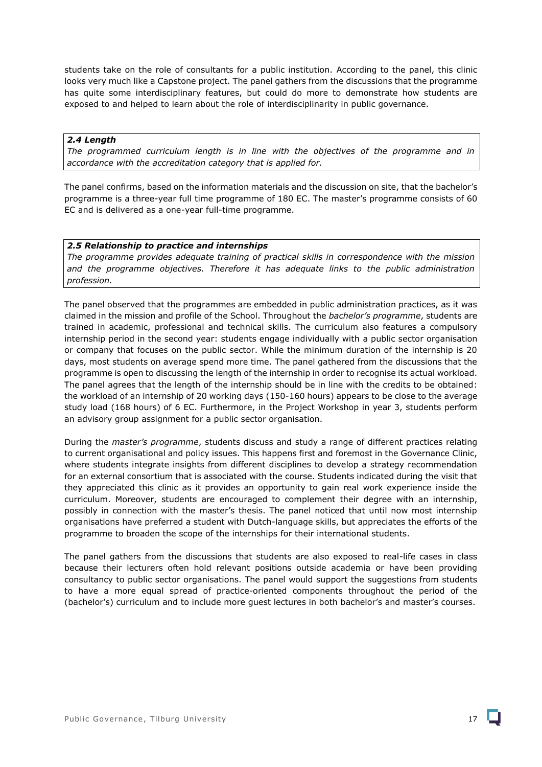students take on the role of consultants for a public institution. According to the panel, this clinic looks very much like a Capstone project. The panel gathers from the discussions that the programme has quite some interdisciplinary features, but could do more to demonstrate how students are exposed to and helped to learn about the role of interdisciplinarity in public governance.

***2.4 Length***

*The programmed curriculum length is in line with the objectives of the programme and in accordance with the accreditation category that is applied for.*

The panel confirms, based on the information materials and the discussion on site, that the bachelor's programme is a three-year full time programme of 180 EC. The master's programme consists of 60 EC and is delivered as a one-year full-time programme.

***2.5 Relationship to practice and internships***

*The programme provides adequate training of practical skills in correspondence with the mission and the programme objectives. Therefore it has adequate links to the public administration profession.*

The panel observed that the programmes are embedded in public administration practices, as it was claimed in the mission and profile of the School. Throughout the *bachelor's programme*, students are trained in academic, professional and technical skills. The curriculum also features a compulsory internship period in the second year: students engage individually with a public sector organisation or company that focuses on the public sector. While the minimum duration of the internship is 20 days, most students on average spend more time. The panel gathered from the discussions that the programme is open to discussing the length of the internship in order to recognise its actual workload. The panel agrees that the length of the internship should be in line with the credits to be obtained: the workload of an internship of 20 working days (150-160 hours) appears to be close to the average study load (168 hours) of 6 EC. Furthermore, in the Project Workshop in year 3, students perform an advisory group assignment for a public sector organisation.

During the *master's programme*, students discuss and study a range of different practices relating to current organisational and policy issues. This happens first and foremost in the Governance Clinic, where students integrate insights from different disciplines to develop a strategy recommendation for an external consortium that is associated with the course. Students indicated during the visit that they appreciated this clinic as it provides an opportunity to gain real work experience inside the curriculum. Moreover, students are encouraged to complement their degree with an internship, possibly in connection with the master's thesis. The panel noticed that until now most internship organisations have preferred a student with Dutch-language skills, but appreciates the efforts of the programme to broaden the scope of the internships for their international students.

The panel gathers from the discussions that students are also exposed to real-life cases in class because their lecturers often hold relevant positions outside academia or have been providing consultancy to public sector organisations. The panel would support the suggestions from students to have a more equal spread of practice-oriented components throughout the period of the (bachelor's) curriculum and to include more guest lectures in both bachelor's and master's courses.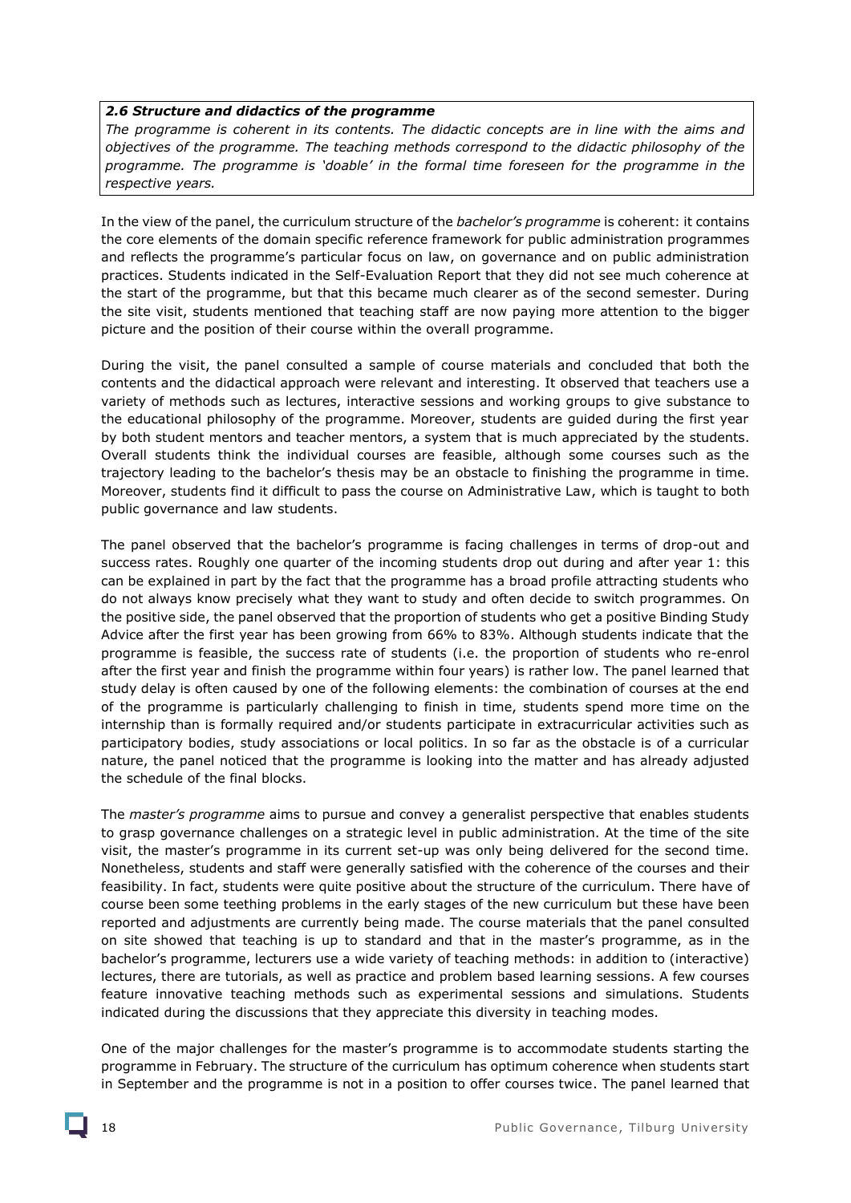***2.6 Structure and didactics of the programme***

*The programme is coherent in its contents. The didactic concepts are in line with the aims and objectives of the programme. The teaching methods correspond to the didactic philosophy of the programme. The programme is 'doable' in the formal time foreseen for the programme in the respective years.*

In the view of the panel, the curriculum structure of the *bachelor's programme* is coherent: it contains the core elements of the domain specific reference framework for public administration programmes and reflects the programme's particular focus on law, on governance and on public administration practices. Students indicated in the Self-Evaluation Report that they did not see much coherence at the start of the programme, but that this became much clearer as of the second semester. During the site visit, students mentioned that teaching staff are now paying more attention to the bigger picture and the position of their course within the overall programme.

During the visit, the panel consulted a sample of course materials and concluded that both the contents and the didactical approach were relevant and interesting. It observed that teachers use a variety of methods such as lectures, interactive sessions and working groups to give substance to the educational philosophy of the programme. Moreover, students are guided during the first year by both student mentors and teacher mentors, a system that is much appreciated by the students. Overall students think the individual courses are feasible, although some courses such as the trajectory leading to the bachelor's thesis may be an obstacle to finishing the programme in time. Moreover, students find it difficult to pass the course on Administrative Law, which is taught to both public governance and law students.

The panel observed that the bachelor's programme is facing challenges in terms of drop-out and success rates. Roughly one quarter of the incoming students drop out during and after year 1: this can be explained in part by the fact that the programme has a broad profile attracting students who do not always know precisely what they want to study and often decide to switch programmes. On the positive side, the panel observed that the proportion of students who get a positive Binding Study Advice after the first year has been growing from 66% to 83%. Although students indicate that the programme is feasible, the success rate of students (i.e. the proportion of students who re-enrol after the first year and finish the programme within four years) is rather low. The panel learned that study delay is often caused by one of the following elements: the combination of courses at the end of the programme is particularly challenging to finish in time, students spend more time on the internship than is formally required and/or students participate in extracurricular activities such as participatory bodies, study associations or local politics. In so far as the obstacle is of a curricular nature, the panel noticed that the programme is looking into the matter and has already adjusted the schedule of the final blocks.

The *master's programme* aims to pursue and convey a generalist perspective that enables students to grasp governance challenges on a strategic level in public administration. At the time of the site visit, the master's programme in its current set-up was only being delivered for the second time. Nonetheless, students and staff were generally satisfied with the coherence of the courses and their feasibility. In fact, students were quite positive about the structure of the curriculum. There have of course been some teething problems in the early stages of the new curriculum but these have been reported and adjustments are currently being made. The course materials that the panel consulted on site showed that teaching is up to standard and that in the master's programme, as in the bachelor's programme, lecturers use a wide variety of teaching methods: in addition to (interactive) lectures, there are tutorials, as well as practice and problem based learning sessions. A few courses feature innovative teaching methods such as experimental sessions and simulations. Students indicated during the discussions that they appreciate this diversity in teaching modes.

One of the major challenges for the master's programme is to accommodate students starting the programme in February. The structure of the curriculum has optimum coherence when students start in September and the programme is not in a position to offer courses twice. The panel learned that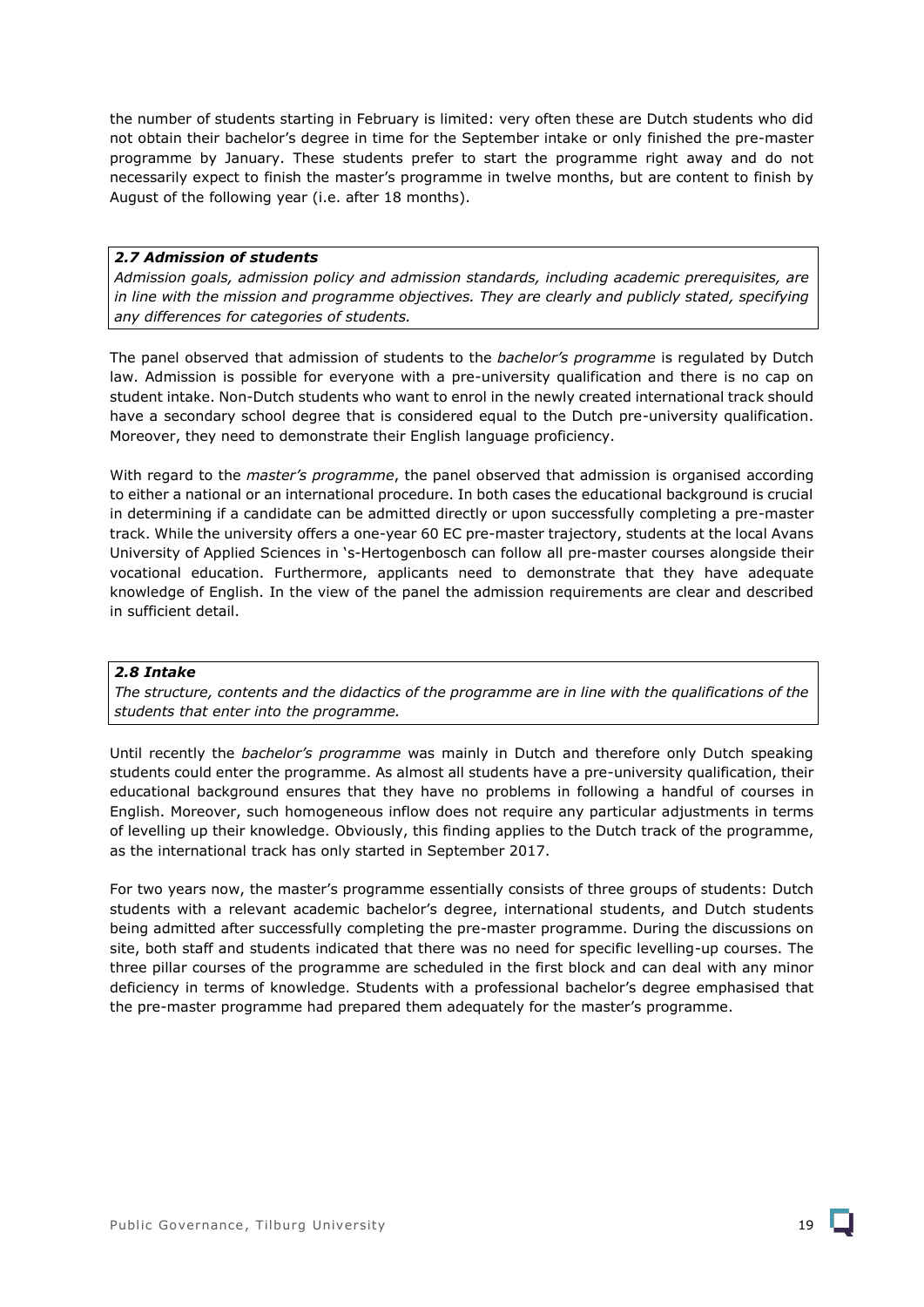the number of students starting in February is limited: very often these are Dutch students who did not obtain their bachelor's degree in time for the September intake or only finished the pre-master programme by January. These students prefer to start the programme right away and do not necessarily expect to finish the master's programme in twelve months, but are content to finish by August of the following year (i.e. after 18 months).

***2.7 Admission of students***

*Admission goals, admission policy and admission standards, including academic prerequisites, are in line with the mission and programme objectives. They are clearly and publicly stated, specifying any differences for categories of students.*

The panel observed that admission of students to the *bachelor's programme* is regulated by Dutch law. Admission is possible for everyone with a pre-university qualification and there is no cap on student intake. Non-Dutch students who want to enrol in the newly created international track should have a secondary school degree that is considered equal to the Dutch pre-university qualification. Moreover, they need to demonstrate their English language proficiency.

With regard to the *master's programme*, the panel observed that admission is organised according to either a national or an international procedure. In both cases the educational background is crucial in determining if a candidate can be admitted directly or upon successfully completing a pre-master track. While the university offers a one-year 60 EC pre-master trajectory, students at the local Avans University of Applied Sciences in 's-Hertogenbosch can follow all pre-master courses alongside their vocational education. Furthermore, applicants need to demonstrate that they have adequate knowledge of English. In the view of the panel the admission requirements are clear and described in sufficient detail.

***2.8 Intake***

*The structure, contents and the didactics of the programme are in line with the qualifications of the students that enter into the programme.*

Until recently the *bachelor's programme* was mainly in Dutch and therefore only Dutch speaking students could enter the programme. As almost all students have a pre-university qualification, their educational background ensures that they have no problems in following a handful of courses in English. Moreover, such homogeneous inflow does not require any particular adjustments in terms of levelling up their knowledge. Obviously, this finding applies to the Dutch track of the programme, as the international track has only started in September 2017.

For two years now, the master's programme essentially consists of three groups of students: Dutch students with a relevant academic bachelor's degree, international students, and Dutch students being admitted after successfully completing the pre-master programme. During the discussions on site, both staff and students indicated that there was no need for specific levelling-up courses. The three pillar courses of the programme are scheduled in the first block and can deal with any minor deficiency in terms of knowledge. Students with a professional bachelor's degree emphasised that the pre-master programme had prepared them adequately for the master's programme.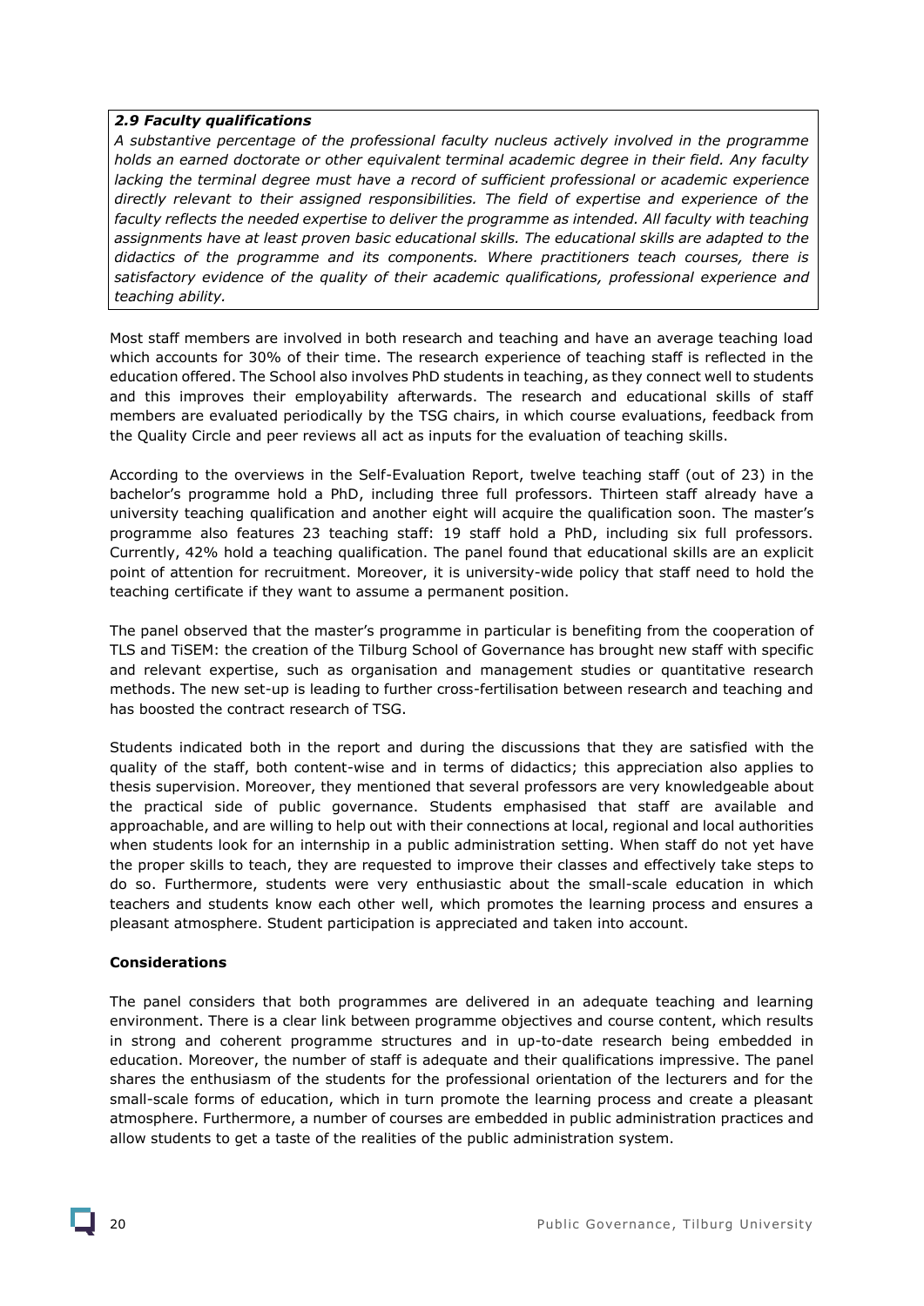*__2.9 Faculty qualifications__*
*A substantive percentage of the professional faculty nucleus actively involved in the programme holds an earned doctorate or other equivalent terminal academic degree in their field. Any faculty lacking the terminal degree must have a record of sufficient professional or academic experience directly relevant to their assigned responsibilities. The field of expertise and experience of the faculty reflects the needed expertise to deliver the programme as intended. All faculty with teaching assignments have at least proven basic educational skills. The educational skills are adapted to the didactics of the programme and its components. Where practitioners teach courses, there is satisfactory evidence of the quality of their academic qualifications, professional experience and teaching ability.*

Most staff members are involved in both research and teaching and have an average teaching load which accounts for 30% of their time. The research experience of teaching staff is reflected in the education offered. The School also involves PhD students in teaching, as they connect well to students and this improves their employability afterwards. The research and educational skills of staff members are evaluated periodically by the TSG chairs, in which course evaluations, feedback from the Quality Circle and peer reviews all act as inputs for the evaluation of teaching skills.

According to the overviews in the Self-Evaluation Report, twelve teaching staff (out of 23) in the bachelor's programme hold a PhD, including three full professors. Thirteen staff already have a university teaching qualification and another eight will acquire the qualification soon. The master's programme also features 23 teaching staff: 19 staff hold a PhD, including six full professors. Currently, 42% hold a teaching qualification. The panel found that educational skills are an explicit point of attention for recruitment. Moreover, it is university-wide policy that staff need to hold the teaching certificate if they want to assume a permanent position.

The panel observed that the master's programme in particular is benefiting from the cooperation of TLS and TiSEM: the creation of the Tilburg School of Governance has brought new staff with specific and relevant expertise, such as organisation and management studies or quantitative research methods. The new set-up is leading to further cross-fertilisation between research and teaching and has boosted the contract research of TSG.

Students indicated both in the report and during the discussions that they are satisfied with the quality of the staff, both content-wise and in terms of didactics; this appreciation also applies to thesis supervision. Moreover, they mentioned that several professors are very knowledgeable about the practical side of public governance. Students emphasised that staff are available and approachable, and are willing to help out with their connections at local, regional and local authorities when students look for an internship in a public administration setting. When staff do not yet have the proper skills to teach, they are requested to improve their classes and effectively take steps to do so. Furthermore, students were very enthusiastic about the small-scale education in which teachers and students know each other well, which promotes the learning process and ensures a pleasant atmosphere. Student participation is appreciated and taken into account.

**Considerations**

The panel considers that both programmes are delivered in an adequate teaching and learning environment. There is a clear link between programme objectives and course content, which results in strong and coherent programme structures and in up-to-date research being embedded in education. Moreover, the number of staff is adequate and their qualifications impressive. The panel shares the enthusiasm of the students for the professional orientation of the lecturers and for the small-scale forms of education, which in turn promote the learning process and create a pleasant atmosphere. Furthermore, a number of courses are embedded in public administration practices and allow students to get a taste of the realities of the public administration system.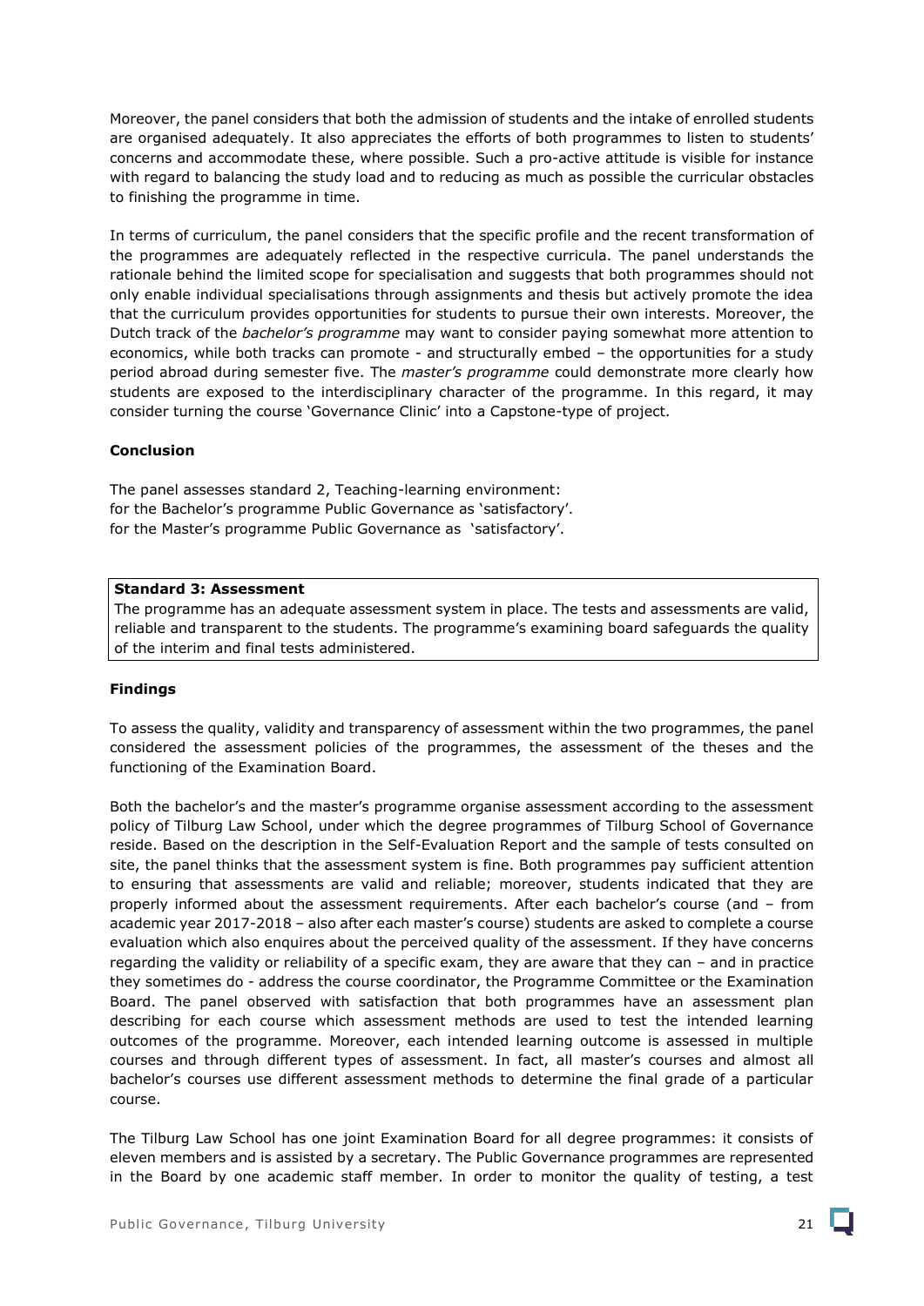Moreover, the panel considers that both the admission of students and the intake of enrolled students are organised adequately. It also appreciates the efforts of both programmes to listen to students' concerns and accommodate these, where possible. Such a pro-active attitude is visible for instance with regard to balancing the study load and to reducing as much as possible the curricular obstacles to finishing the programme in time.

In terms of curriculum, the panel considers that the specific profile and the recent transformation of the programmes are adequately reflected in the respective curricula. The panel understands the rationale behind the limited scope for specialisation and suggests that both programmes should not only enable individual specialisations through assignments and thesis but actively promote the idea that the curriculum provides opportunities for students to pursue their own interests. Moreover, the Dutch track of the *bachelor's programme* may want to consider paying somewhat more attention to economics, while both tracks can promote - and structurally embed – the opportunities for a study period abroad during semester five. The *master's programme* could demonstrate more clearly how students are exposed to the interdisciplinary character of the programme. In this regard, it may consider turning the course 'Governance Clinic' into a Capstone-type of project.

**Conclusion**

The panel assesses standard 2, Teaching-learning environment:
for the Bachelor's programme Public Governance as 'satisfactory'.
for the Master's programme Public Governance as 'satisfactory'.

**Standard 3: Assessment**
The programme has an adequate assessment system in place. The tests and assessments are valid, reliable and transparent to the students. The programme's examining board safeguards the quality of the interim and final tests administered.

**Findings**

To assess the quality, validity and transparency of assessment within the two programmes, the panel considered the assessment policies of the programmes, the assessment of the theses and the functioning of the Examination Board.

Both the bachelor's and the master's programme organise assessment according to the assessment policy of Tilburg Law School, under which the degree programmes of Tilburg School of Governance reside. Based on the description in the Self-Evaluation Report and the sample of tests consulted on site, the panel thinks that the assessment system is fine. Both programmes pay sufficient attention to ensuring that assessments are valid and reliable; moreover, students indicated that they are properly informed about the assessment requirements. After each bachelor's course (and – from academic year 2017-2018 – also after each master's course) students are asked to complete a course evaluation which also enquires about the perceived quality of the assessment. If they have concerns regarding the validity or reliability of a specific exam, they are aware that they can – and in practice they sometimes do - address the course coordinator, the Programme Committee or the Examination Board. The panel observed with satisfaction that both programmes have an assessment plan describing for each course which assessment methods are used to test the intended learning outcomes of the programme. Moreover, each intended learning outcome is assessed in multiple courses and through different types of assessment. In fact, all master's courses and almost all bachelor's courses use different assessment methods to determine the final grade of a particular course.

The Tilburg Law School has one joint Examination Board for all degree programmes: it consists of eleven members and is assisted by a secretary. The Public Governance programmes are represented in the Board by one academic staff member. In order to monitor the quality of testing, a test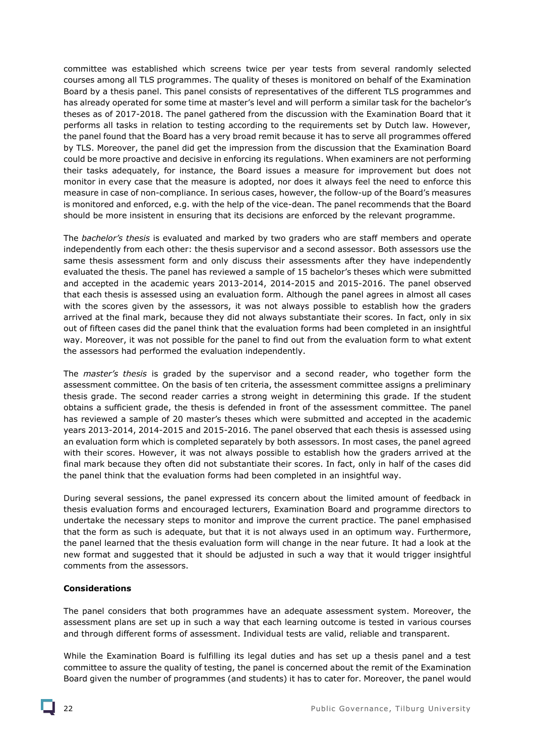committee was established which screens twice per year tests from several randomly selected courses among all TLS programmes. The quality of theses is monitored on behalf of the Examination Board by a thesis panel. This panel consists of representatives of the different TLS programmes and has already operated for some time at master's level and will perform a similar task for the bachelor's theses as of 2017-2018. The panel gathered from the discussion with the Examination Board that it performs all tasks in relation to testing according to the requirements set by Dutch law. However, the panel found that the Board has a very broad remit because it has to serve all programmes offered by TLS. Moreover, the panel did get the impression from the discussion that the Examination Board could be more proactive and decisive in enforcing its regulations. When examiners are not performing their tasks adequately, for instance, the Board issues a measure for improvement but does not monitor in every case that the measure is adopted, nor does it always feel the need to enforce this measure in case of non-compliance. In serious cases, however, the follow-up of the Board's measures is monitored and enforced, e.g. with the help of the vice-dean. The panel recommends that the Board should be more insistent in ensuring that its decisions are enforced by the relevant programme.

The *bachelor's thesis* is evaluated and marked by two graders who are staff members and operate independently from each other: the thesis supervisor and a second assessor. Both assessors use the same thesis assessment form and only discuss their assessments after they have independently evaluated the thesis. The panel has reviewed a sample of 15 bachelor's theses which were submitted and accepted in the academic years 2013-2014, 2014-2015 and 2015-2016. The panel observed that each thesis is assessed using an evaluation form. Although the panel agrees in almost all cases with the scores given by the assessors, it was not always possible to establish how the graders arrived at the final mark, because they did not always substantiate their scores. In fact, only in six out of fifteen cases did the panel think that the evaluation forms had been completed in an insightful way. Moreover, it was not possible for the panel to find out from the evaluation form to what extent the assessors had performed the evaluation independently.

The *master's thesis* is graded by the supervisor and a second reader, who together form the assessment committee. On the basis of ten criteria, the assessment committee assigns a preliminary thesis grade. The second reader carries a strong weight in determining this grade. If the student obtains a sufficient grade, the thesis is defended in front of the assessment committee. The panel has reviewed a sample of 20 master's theses which were submitted and accepted in the academic years 2013-2014, 2014-2015 and 2015-2016. The panel observed that each thesis is assessed using an evaluation form which is completed separately by both assessors. In most cases, the panel agreed with their scores. However, it was not always possible to establish how the graders arrived at the final mark because they often did not substantiate their scores. In fact, only in half of the cases did the panel think that the evaluation forms had been completed in an insightful way.

During several sessions, the panel expressed its concern about the limited amount of feedback in thesis evaluation forms and encouraged lecturers, Examination Board and programme directors to undertake the necessary steps to monitor and improve the current practice. The panel emphasised that the form as such is adequate, but that it is not always used in an optimum way. Furthermore, the panel learned that the thesis evaluation form will change in the near future. It had a look at the new format and suggested that it should be adjusted in such a way that it would trigger insightful comments from the assessors.

**Considerations**

The panel considers that both programmes have an adequate assessment system. Moreover, the assessment plans are set up in such a way that each learning outcome is tested in various courses and through different forms of assessment. Individual tests are valid, reliable and transparent.

While the Examination Board is fulfilling its legal duties and has set up a thesis panel and a test committee to assure the quality of testing, the panel is concerned about the remit of the Examination Board given the number of programmes (and students) it has to cater for. Moreover, the panel would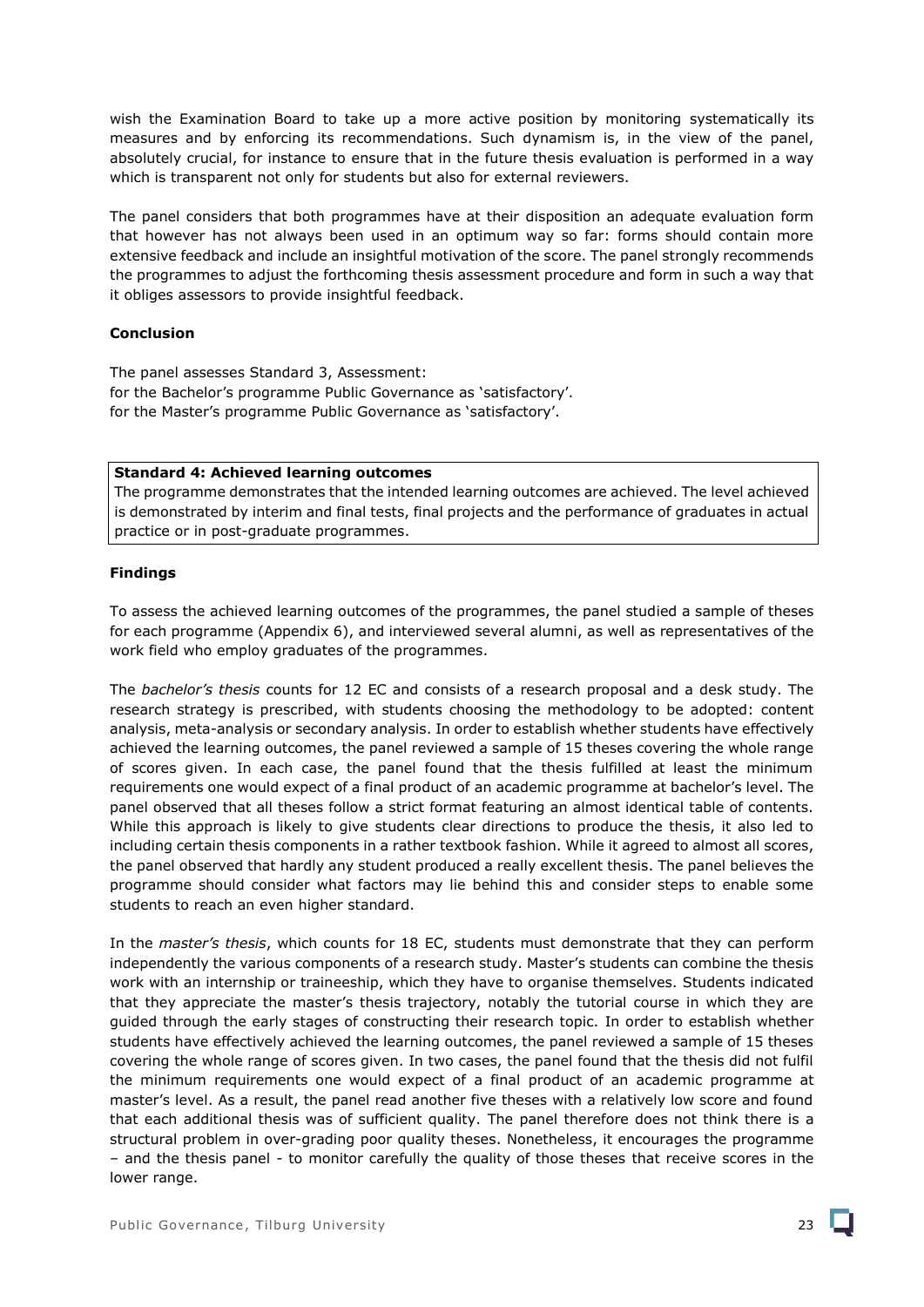wish the Examination Board to take up a more active position by monitoring systematically its measures and by enforcing its recommendations. Such dynamism is, in the view of the panel, absolutely crucial, for instance to ensure that in the future thesis evaluation is performed in a way which is transparent not only for students but also for external reviewers.

The panel considers that both programmes have at their disposition an adequate evaluation form that however has not always been used in an optimum way so far: forms should contain more extensive feedback and include an insightful motivation of the score. The panel strongly recommends the programmes to adjust the forthcoming thesis assessment procedure and form in such a way that it obliges assessors to provide insightful feedback.

**Conclusion**

The panel assesses Standard 3, Assessment:
for the Bachelor's programme Public Governance as 'satisfactory'.
for the Master's programme Public Governance as 'satisfactory'.

| **Standard 4: Achieved learning outcomes**<br>The programme demonstrates that the intended learning outcomes are achieved. The level achieved is demonstrated by interim and final tests, final projects and the performance of graduates in actual practice or in post-graduate programmes. |
|---|

**Findings**

To assess the achieved learning outcomes of the programmes, the panel studied a sample of theses for each programme (Appendix 6), and interviewed several alumni, as well as representatives of the work field who employ graduates of the programmes.

The *bachelor's thesis* counts for 12 EC and consists of a research proposal and a desk study. The research strategy is prescribed, with students choosing the methodology to be adopted: content analysis, meta-analysis or secondary analysis. In order to establish whether students have effectively achieved the learning outcomes, the panel reviewed a sample of 15 theses covering the whole range of scores given. In each case, the panel found that the thesis fulfilled at least the minimum requirements one would expect of a final product of an academic programme at bachelor's level. The panel observed that all theses follow a strict format featuring an almost identical table of contents. While this approach is likely to give students clear directions to produce the thesis, it also led to including certain thesis components in a rather textbook fashion. While it agreed to almost all scores, the panel observed that hardly any student produced a really excellent thesis. The panel believes the programme should consider what factors may lie behind this and consider steps to enable some students to reach an even higher standard.

In the *master's thesis*, which counts for 18 EC, students must demonstrate that they can perform independently the various components of a research study. Master's students can combine the thesis work with an internship or traineeship, which they have to organise themselves. Students indicated that they appreciate the master's thesis trajectory, notably the tutorial course in which they are guided through the early stages of constructing their research topic. In order to establish whether students have effectively achieved the learning outcomes, the panel reviewed a sample of 15 theses covering the whole range of scores given. In two cases, the panel found that the thesis did not fulfil the minimum requirements one would expect of a final product of an academic programme at master's level. As a result, the panel read another five theses with a relatively low score and found that each additional thesis was of sufficient quality. The panel therefore does not think there is a structural problem in over-grading poor quality theses. Nonetheless, it encourages the programme – and the thesis panel - to monitor carefully the quality of those theses that receive scores in the lower range.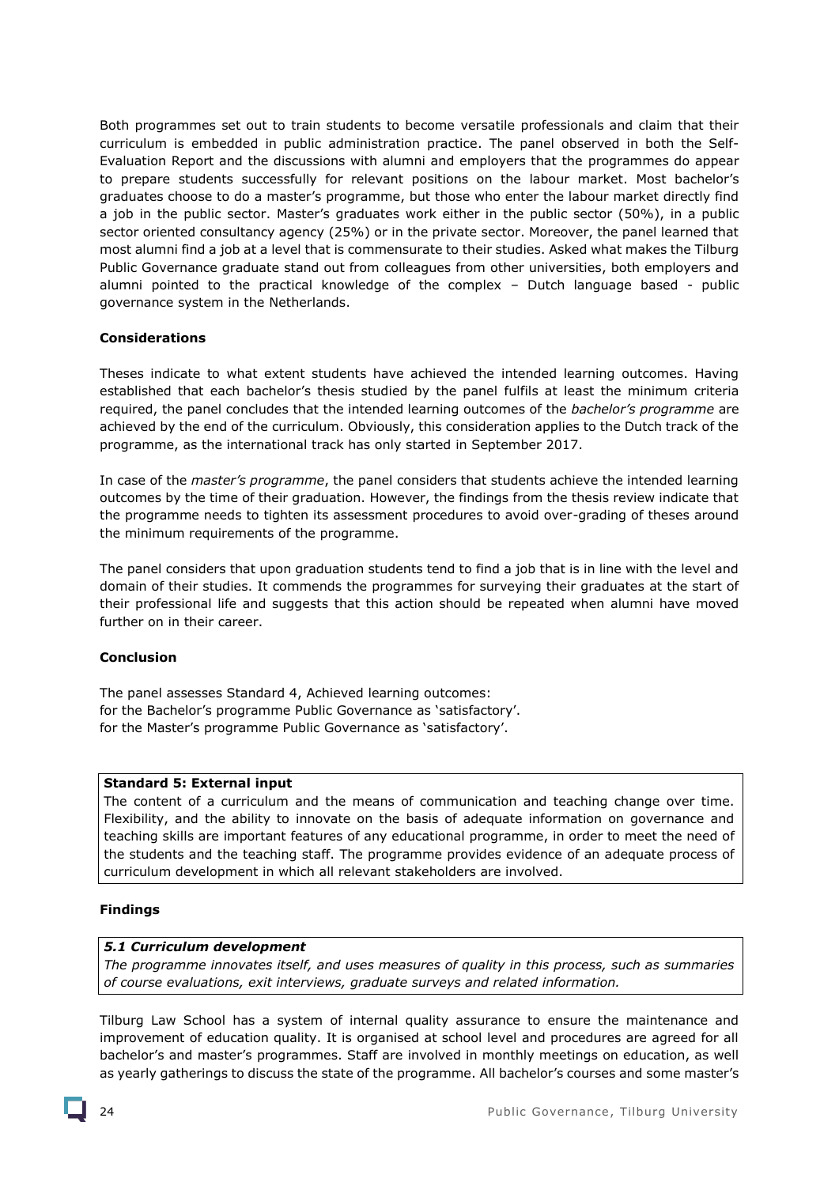Both programmes set out to train students to become versatile professionals and claim that their curriculum is embedded in public administration practice. The panel observed in both the Self-Evaluation Report and the discussions with alumni and employers that the programmes do appear to prepare students successfully for relevant positions on the labour market. Most bachelor's graduates choose to do a master's programme, but those who enter the labour market directly find a job in the public sector. Master's graduates work either in the public sector (50%), in a public sector oriented consultancy agency (25%) or in the private sector. Moreover, the panel learned that most alumni find a job at a level that is commensurate to their studies. Asked what makes the Tilburg Public Governance graduate stand out from colleagues from other universities, both employers and alumni pointed to the practical knowledge of the complex – Dutch language based - public governance system in the Netherlands.

**Considerations**

Theses indicate to what extent students have achieved the intended learning outcomes. Having established that each bachelor's thesis studied by the panel fulfils at least the minimum criteria required, the panel concludes that the intended learning outcomes of the *bachelor's programme* are achieved by the end of the curriculum. Obviously, this consideration applies to the Dutch track of the programme, as the international track has only started in September 2017.

In case of the *master's programme*, the panel considers that students achieve the intended learning outcomes by the time of their graduation. However, the findings from the thesis review indicate that the programme needs to tighten its assessment procedures to avoid over-grading of theses around the minimum requirements of the programme.

The panel considers that upon graduation students tend to find a job that is in line with the level and domain of their studies. It commends the programmes for surveying their graduates at the start of their professional life and suggests that this action should be repeated when alumni have moved further on in their career.

**Conclusion**

The panel assesses Standard 4, Achieved learning outcomes:
for the Bachelor's programme Public Governance as 'satisfactory'.
for the Master's programme Public Governance as 'satisfactory'.

**Standard 5: External input**
The content of a curriculum and the means of communication and teaching change over time. Flexibility, and the ability to innovate on the basis of adequate information on governance and teaching skills are important features of any educational programme, in order to meet the need of the students and the teaching staff. The programme provides evidence of an adequate process of curriculum development in which all relevant stakeholders are involved.

**Findings**

***5.1 Curriculum development***
*The programme innovates itself, and uses measures of quality in this process, such as summaries of course evaluations, exit interviews, graduate surveys and related information.*

Tilburg Law School has a system of internal quality assurance to ensure the maintenance and improvement of education quality. It is organised at school level and procedures are agreed for all bachelor's and master's programmes. Staff are involved in monthly meetings on education, as well as yearly gatherings to discuss the state of the programme. All bachelor's courses and some master's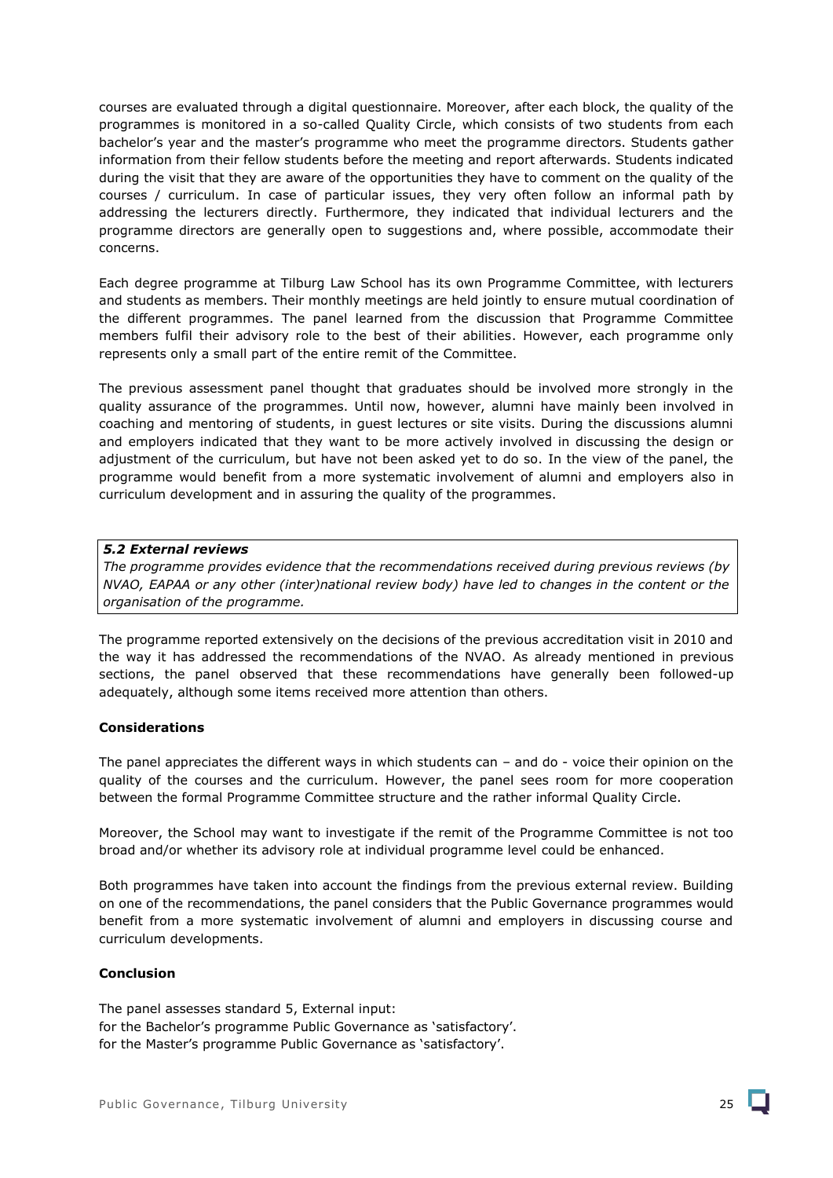courses are evaluated through a digital questionnaire. Moreover, after each block, the quality of the programmes is monitored in a so-called Quality Circle, which consists of two students from each bachelor's year and the master's programme who meet the programme directors. Students gather information from their fellow students before the meeting and report afterwards. Students indicated during the visit that they are aware of the opportunities they have to comment on the quality of the courses / curriculum. In case of particular issues, they very often follow an informal path by addressing the lecturers directly. Furthermore, they indicated that individual lecturers and the programme directors are generally open to suggestions and, where possible, accommodate their concerns.

Each degree programme at Tilburg Law School has its own Programme Committee, with lecturers and students as members. Their monthly meetings are held jointly to ensure mutual coordination of the different programmes. The panel learned from the discussion that Programme Committee members fulfil their advisory role to the best of their abilities. However, each programme only represents only a small part of the entire remit of the Committee.

The previous assessment panel thought that graduates should be involved more strongly in the quality assurance of the programmes. Until now, however, alumni have mainly been involved in coaching and mentoring of students, in guest lectures or site visits. During the discussions alumni and employers indicated that they want to be more actively involved in discussing the design or adjustment of the curriculum, but have not been asked yet to do so. In the view of the panel, the programme would benefit from a more systematic involvement of alumni and employers also in curriculum development and in assuring the quality of the programmes.

***5.2 External reviews***

*The programme provides evidence that the recommendations received during previous reviews (by NVAO, EAPAA or any other (inter)national review body) have led to changes in the content or the organisation of the programme.*

The programme reported extensively on the decisions of the previous accreditation visit in 2010 and the way it has addressed the recommendations of the NVAO. As already mentioned in previous sections, the panel observed that these recommendations have generally been followed-up adequately, although some items received more attention than others.

**Considerations**

The panel appreciates the different ways in which students can – and do - voice their opinion on the quality of the courses and the curriculum. However, the panel sees room for more cooperation between the formal Programme Committee structure and the rather informal Quality Circle.

Moreover, the School may want to investigate if the remit of the Programme Committee is not too broad and/or whether its advisory role at individual programme level could be enhanced.

Both programmes have taken into account the findings from the previous external review. Building on one of the recommendations, the panel considers that the Public Governance programmes would benefit from a more systematic involvement of alumni and employers in discussing course and curriculum developments.

**Conclusion**

The panel assesses standard 5, External input:
for the Bachelor's programme Public Governance as 'satisfactory'.
for the Master's programme Public Governance as 'satisfactory'.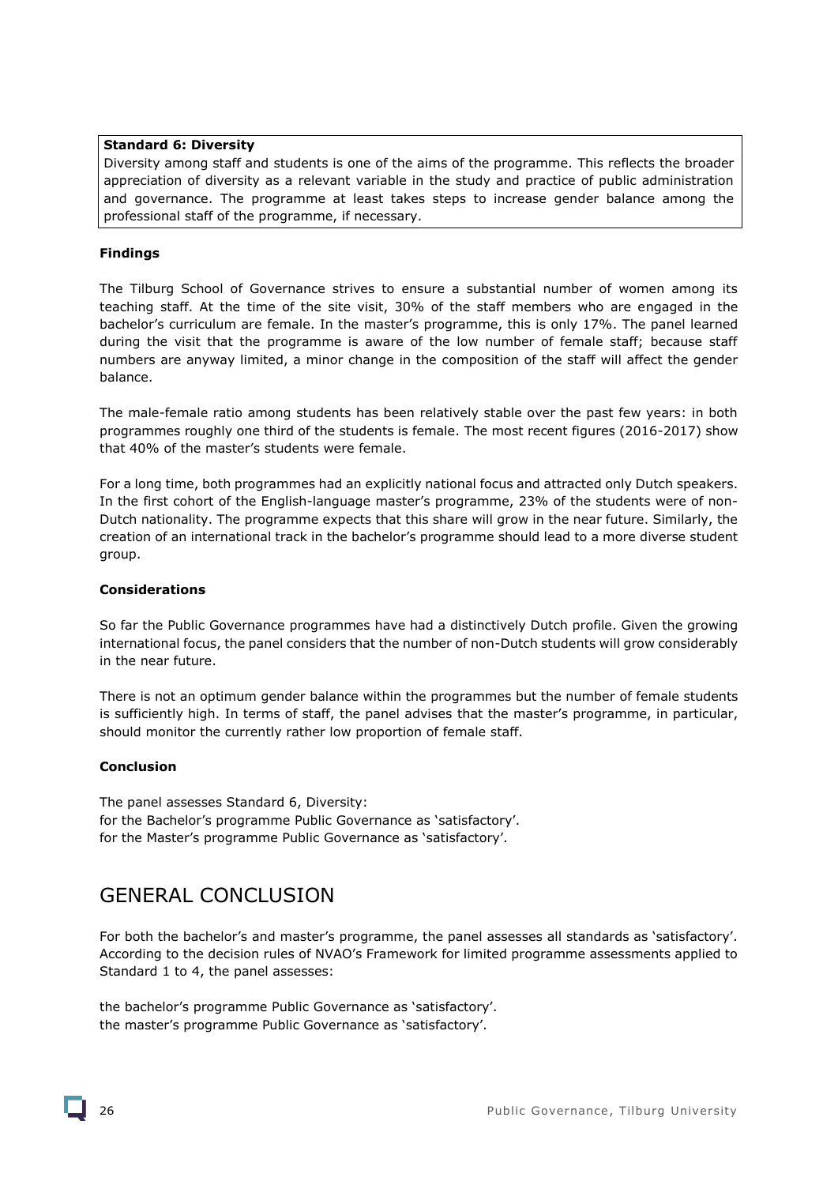**Standard 6: Diversity**

Diversity among staff and students is one of the aims of the programme. This reflects the broader appreciation of diversity as a relevant variable in the study and practice of public administration and governance. The programme at least takes steps to increase gender balance among the professional staff of the programme, if necessary.

**Findings**

The Tilburg School of Governance strives to ensure a substantial number of women among its teaching staff. At the time of the site visit, 30% of the staff members who are engaged in the bachelor's curriculum are female. In the master's programme, this is only 17%. The panel learned during the visit that the programme is aware of the low number of female staff; because staff numbers are anyway limited, a minor change in the composition of the staff will affect the gender balance.

The male-female ratio among students has been relatively stable over the past few years: in both programmes roughly one third of the students is female. The most recent figures (2016-2017) show that 40% of the master's students were female.

For a long time, both programmes had an explicitly national focus and attracted only Dutch speakers. In the first cohort of the English-language master's programme, 23% of the students were of non-Dutch nationality. The programme expects that this share will grow in the near future. Similarly, the creation of an international track in the bachelor's programme should lead to a more diverse student group.

**Considerations**

So far the Public Governance programmes have had a distinctively Dutch profile. Given the growing international focus, the panel considers that the number of non-Dutch students will grow considerably in the near future.

There is not an optimum gender balance within the programmes but the number of female students is sufficiently high. In terms of staff, the panel advises that the master's programme, in particular, should monitor the currently rather low proportion of female staff.

**Conclusion**

The panel assesses Standard 6, Diversity:
for the Bachelor's programme Public Governance as 'satisfactory'.
for the Master's programme Public Governance as 'satisfactory'.

# GENERAL CONCLUSION

For both the bachelor's and master's programme, the panel assesses all standards as 'satisfactory'. According to the decision rules of NVAO's Framework for limited programme assessments applied to Standard 1 to 4, the panel assesses:

the bachelor's programme Public Governance as 'satisfactory'.
the master's programme Public Governance as 'satisfactory'.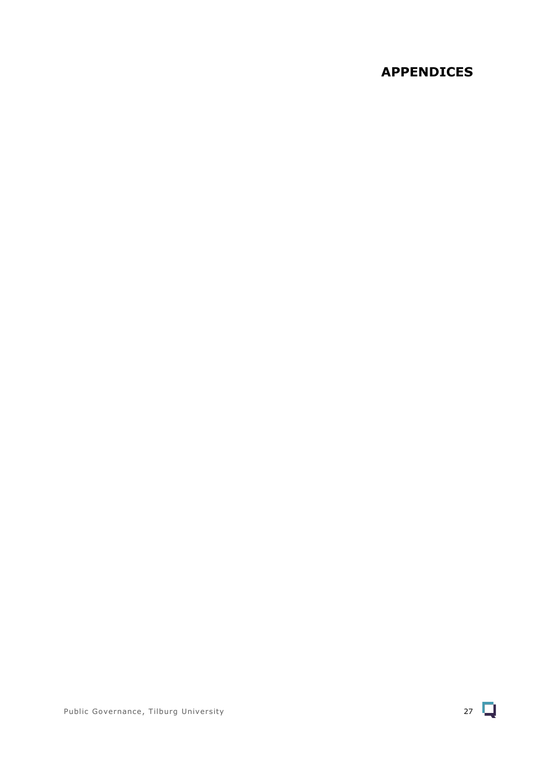# APPENDICES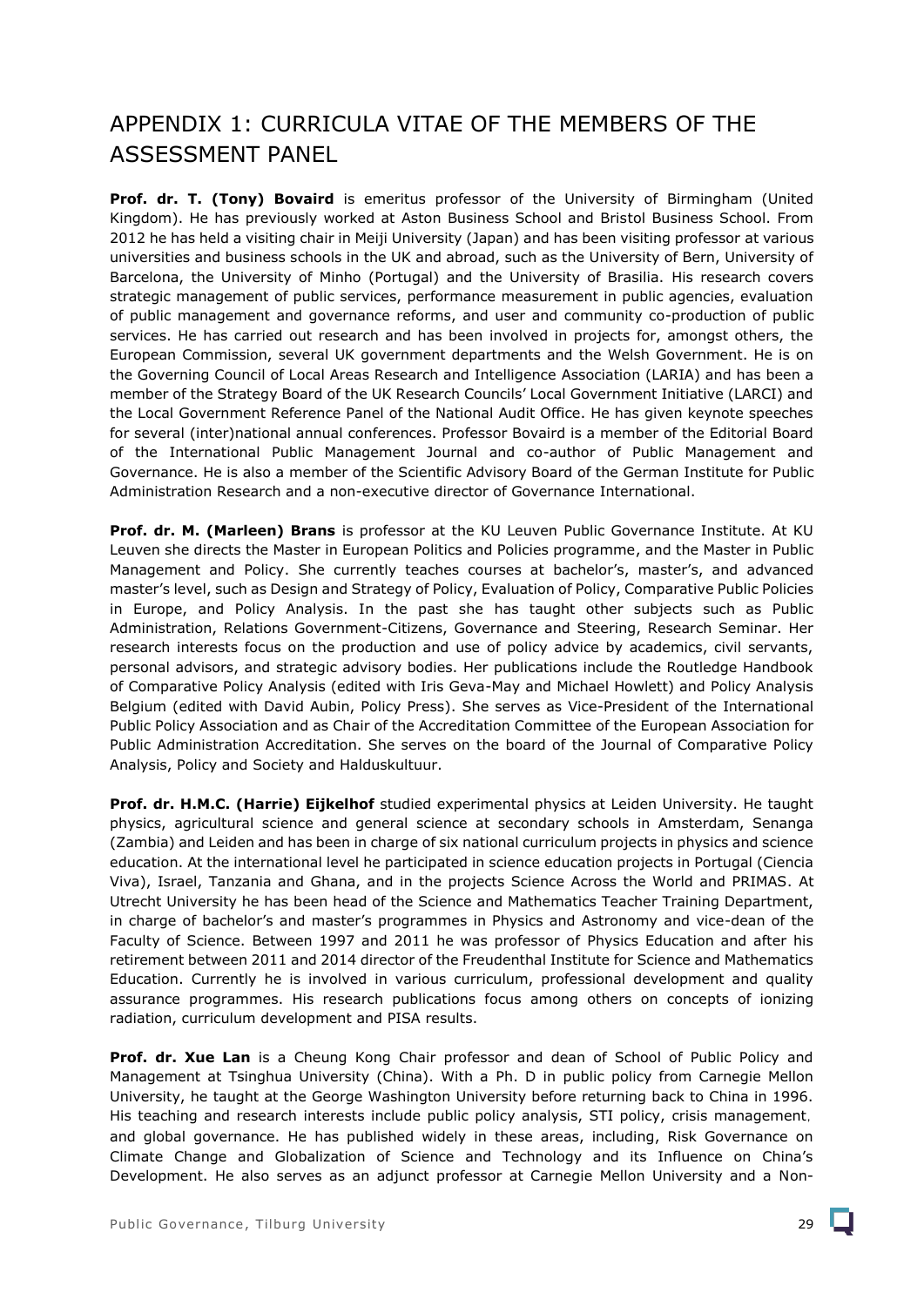# APPENDIX 1: CURRICULA VITAE OF THE MEMBERS OF THE ASSESSMENT PANEL

**Prof. dr. T. (Tony) Bovaird** is emeritus professor of the University of Birmingham (United Kingdom). He has previously worked at Aston Business School and Bristol Business School. From 2012 he has held a visiting chair in Meiji University (Japan) and has been visiting professor at various universities and business schools in the UK and abroad, such as the University of Bern, University of Barcelona, the University of Minho (Portugal) and the University of Brasilia. His research covers strategic management of public services, performance measurement in public agencies, evaluation of public management and governance reforms, and user and community co-production of public services. He has carried out research and has been involved in projects for, amongst others, the European Commission, several UK government departments and the Welsh Government. He is on the Governing Council of Local Areas Research and Intelligence Association (LARIA) and has been a member of the Strategy Board of the UK Research Councils' Local Government Initiative (LARCI) and the Local Government Reference Panel of the National Audit Office. He has given keynote speeches for several (inter)national annual conferences. Professor Bovaird is a member of the Editorial Board of the International Public Management Journal and co-author of Public Management and Governance. He is also a member of the Scientific Advisory Board of the German Institute for Public Administration Research and a non-executive director of Governance International.

**Prof. dr. M. (Marleen) Brans** is professor at the KU Leuven Public Governance Institute. At KU Leuven she directs the Master in European Politics and Policies programme, and the Master in Public Management and Policy. She currently teaches courses at bachelor's, master's, and advanced master's level, such as Design and Strategy of Policy, Evaluation of Policy, Comparative Public Policies in Europe, and Policy Analysis. In the past she has taught other subjects such as Public Administration, Relations Government-Citizens, Governance and Steering, Research Seminar. Her research interests focus on the production and use of policy advice by academics, civil servants, personal advisors, and strategic advisory bodies. Her publications include the Routledge Handbook of Comparative Policy Analysis (edited with Iris Geva-May and Michael Howlett) and Policy Analysis Belgium (edited with David Aubin, Policy Press). She serves as Vice-President of the International Public Policy Association and as Chair of the Accreditation Committee of the European Association for Public Administration Accreditation. She serves on the board of the Journal of Comparative Policy Analysis, Policy and Society and Halduskultuur.

**Prof. dr. H.M.C. (Harrie) Eijkelhof** studied experimental physics at Leiden University. He taught physics, agricultural science and general science at secondary schools in Amsterdam, Senanga (Zambia) and Leiden and has been in charge of six national curriculum projects in physics and science education. At the international level he participated in science education projects in Portugal (Ciencia Viva), Israel, Tanzania and Ghana, and in the projects Science Across the World and PRIMAS. At Utrecht University he has been head of the Science and Mathematics Teacher Training Department, in charge of bachelor's and master's programmes in Physics and Astronomy and vice-dean of the Faculty of Science. Between 1997 and 2011 he was professor of Physics Education and after his retirement between 2011 and 2014 director of the Freudenthal Institute for Science and Mathematics Education. Currently he is involved in various curriculum, professional development and quality assurance programmes. His research publications focus among others on concepts of ionizing radiation, curriculum development and PISA results.

**Prof. dr. Xue Lan** is a Cheung Kong Chair professor and dean of School of Public Policy and Management at Tsinghua University (China). With a Ph. D in public policy from Carnegie Mellon University, he taught at the George Washington University before returning back to China in 1996. His teaching and research interests include public policy analysis, STI policy, crisis management, and global governance. He has published widely in these areas, including, Risk Governance on Climate Change and Globalization of Science and Technology and its Influence on China's Development. He also serves as an adjunct professor at Carnegie Mellon University and a Non-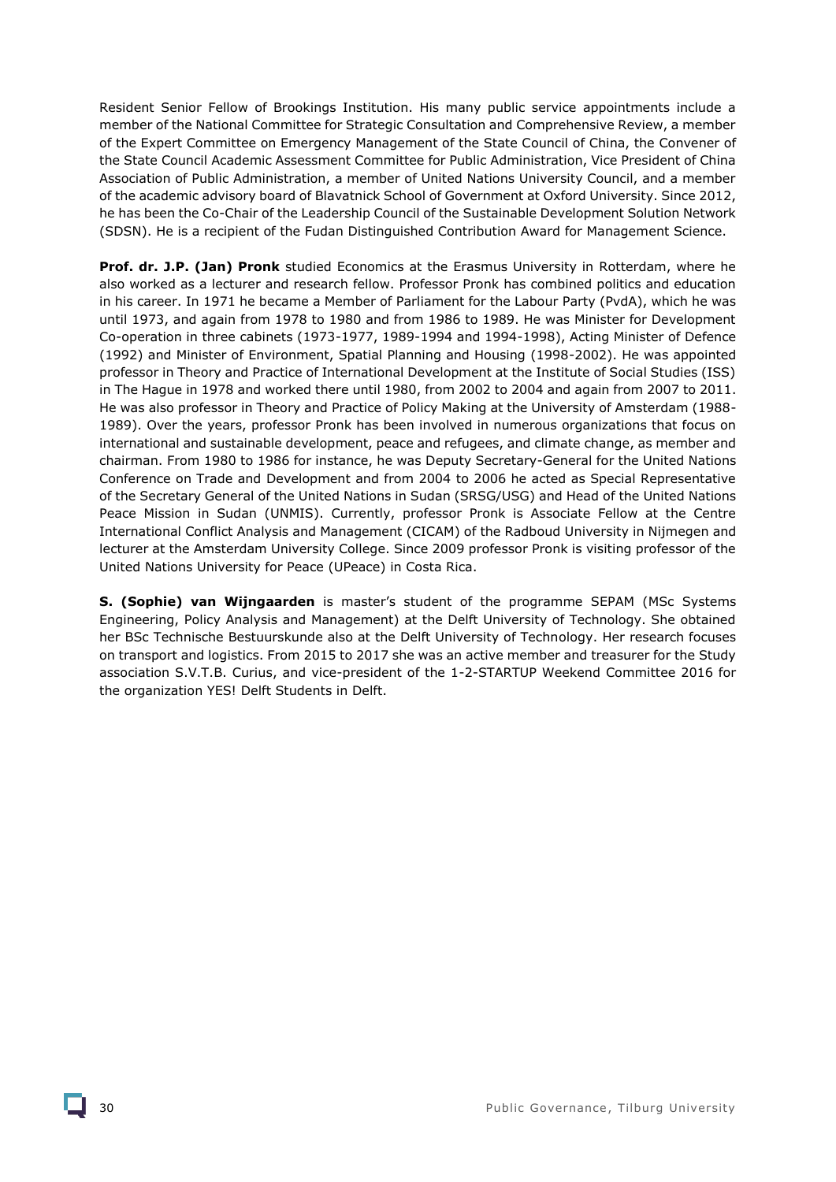Resident Senior Fellow of Brookings Institution. His many public service appointments include a member of the National Committee for Strategic Consultation and Comprehensive Review, a member of the Expert Committee on Emergency Management of the State Council of China, the Convener of the State Council Academic Assessment Committee for Public Administration, Vice President of China Association of Public Administration, a member of United Nations University Council, and a member of the academic advisory board of Blavatnick School of Government at Oxford University. Since 2012, he has been the Co-Chair of the Leadership Council of the Sustainable Development Solution Network (SDSN). He is a recipient of the Fudan Distinguished Contribution Award for Management Science.

**Prof. dr. J.P. (Jan) Pronk** studied Economics at the Erasmus University in Rotterdam, where he also worked as a lecturer and research fellow. Professor Pronk has combined politics and education in his career. In 1971 he became a Member of Parliament for the Labour Party (PvdA), which he was until 1973, and again from 1978 to 1980 and from 1986 to 1989. He was Minister for Development Co-operation in three cabinets (1973-1977, 1989-1994 and 1994-1998), Acting Minister of Defence (1992) and Minister of Environment, Spatial Planning and Housing (1998-2002). He was appointed professor in Theory and Practice of International Development at the Institute of Social Studies (ISS) in The Hague in 1978 and worked there until 1980, from 2002 to 2004 and again from 2007 to 2011. He was also professor in Theory and Practice of Policy Making at the University of Amsterdam (1988-1989). Over the years, professor Pronk has been involved in numerous organizations that focus on international and sustainable development, peace and refugees, and climate change, as member and chairman. From 1980 to 1986 for instance, he was Deputy Secretary-General for the United Nations Conference on Trade and Development and from 2004 to 2006 he acted as Special Representative of the Secretary General of the United Nations in Sudan (SRSG/USG) and Head of the United Nations Peace Mission in Sudan (UNMIS). Currently, professor Pronk is Associate Fellow at the Centre International Conflict Analysis and Management (CICAM) of the Radboud University in Nijmegen and lecturer at the Amsterdam University College. Since 2009 professor Pronk is visiting professor of the United Nations University for Peace (UPeace) in Costa Rica.

**S. (Sophie) van Wijngaarden** is master's student of the programme SEPAM (MSc Systems Engineering, Policy Analysis and Management) at the Delft University of Technology. She obtained her BSc Technische Bestuurskunde also at the Delft University of Technology. Her research focuses on transport and logistics. From 2015 to 2017 she was an active member and treasurer for the Study association S.V.T.B. Curius, and vice-president of the 1-2-STARTUP Weekend Committee 2016 for the organization YES! Delft Students in Delft.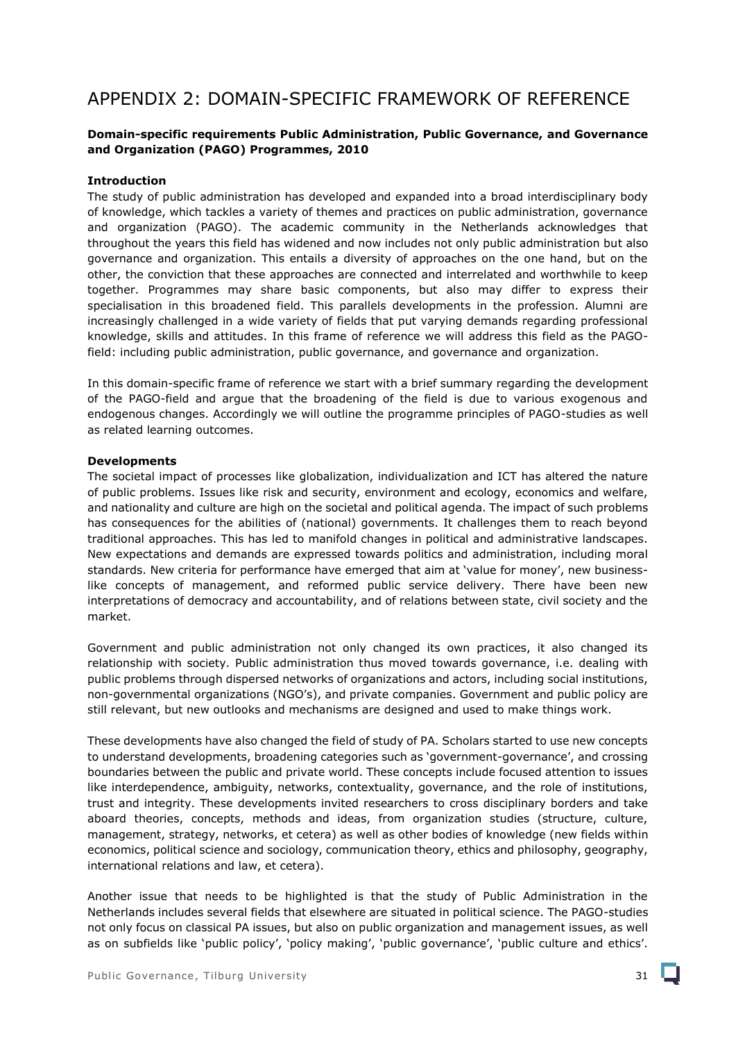# APPENDIX 2: DOMAIN-SPECIFIC FRAMEWORK OF REFERENCE

**Domain-specific requirements Public Administration, Public Governance, and Governance and Organization (PAGO) Programmes, 2010**

**Introduction**

The study of public administration has developed and expanded into a broad interdisciplinary body of knowledge, which tackles a variety of themes and practices on public administration, governance and organization (PAGO). The academic community in the Netherlands acknowledges that throughout the years this field has widened and now includes not only public administration but also governance and organization. This entails a diversity of approaches on the one hand, but on the other, the conviction that these approaches are connected and interrelated and worthwhile to keep together. Programmes may share basic components, but also may differ to express their specialisation in this broadened field. This parallels developments in the profession. Alumni are increasingly challenged in a wide variety of fields that put varying demands regarding professional knowledge, skills and attitudes. In this frame of reference we will address this field as the PAGO-field: including public administration, public governance, and governance and organization.

In this domain-specific frame of reference we start with a brief summary regarding the development of the PAGO-field and argue that the broadening of the field is due to various exogenous and endogenous changes. Accordingly we will outline the programme principles of PAGO-studies as well as related learning outcomes.

**Developments**

The societal impact of processes like globalization, individualization and ICT has altered the nature of public problems. Issues like risk and security, environment and ecology, economics and welfare, and nationality and culture are high on the societal and political agenda. The impact of such problems has consequences for the abilities of (national) governments. It challenges them to reach beyond traditional approaches. This has led to manifold changes in political and administrative landscapes. New expectations and demands are expressed towards politics and administration, including moral standards. New criteria for performance have emerged that aim at 'value for money', new business-like concepts of management, and reformed public service delivery. There have been new interpretations of democracy and accountability, and of relations between state, civil society and the market.

Government and public administration not only changed its own practices, it also changed its relationship with society. Public administration thus moved towards governance, i.e. dealing with public problems through dispersed networks of organizations and actors, including social institutions, non-governmental organizations (NGO's), and private companies. Government and public policy are still relevant, but new outlooks and mechanisms are designed and used to make things work.

These developments have also changed the field of study of PA. Scholars started to use new concepts to understand developments, broadening categories such as 'government-governance', and crossing boundaries between the public and private world. These concepts include focused attention to issues like interdependence, ambiguity, networks, contextuality, governance, and the role of institutions, trust and integrity. These developments invited researchers to cross disciplinary borders and take aboard theories, concepts, methods and ideas, from organization studies (structure, culture, management, strategy, networks, et cetera) as well as other bodies of knowledge (new fields within economics, political science and sociology, communication theory, ethics and philosophy, geography, international relations and law, et cetera).

Another issue that needs to be highlighted is that the study of Public Administration in the Netherlands includes several fields that elsewhere are situated in political science. The PAGO-studies not only focus on classical PA issues, but also on public organization and management issues, as well as on subfields like 'public policy', 'policy making', 'public governance', 'public culture and ethics'.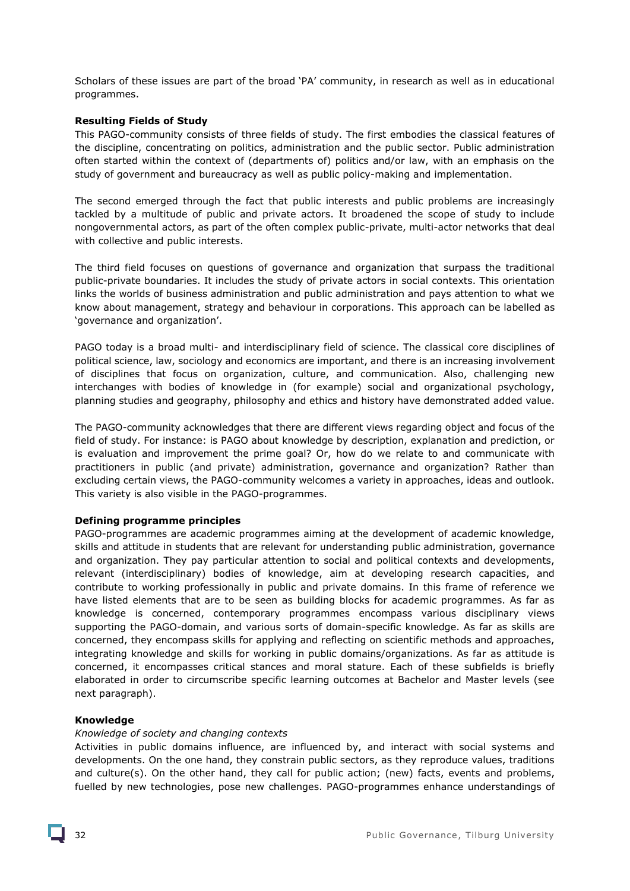Scholars of these issues are part of the broad 'PA' community, in research as well as in educational programmes.

**Resulting Fields of Study**

This PAGO-community consists of three fields of study. The first embodies the classical features of the discipline, concentrating on politics, administration and the public sector. Public administration often started within the context of (departments of) politics and/or law, with an emphasis on the study of government and bureaucracy as well as public policy-making and implementation.

The second emerged through the fact that public interests and public problems are increasingly tackled by a multitude of public and private actors. It broadened the scope of study to include nongovernmental actors, as part of the often complex public-private, multi-actor networks that deal with collective and public interests.

The third field focuses on questions of governance and organization that surpass the traditional public-private boundaries. It includes the study of private actors in social contexts. This orientation links the worlds of business administration and public administration and pays attention to what we know about management, strategy and behaviour in corporations. This approach can be labelled as 'governance and organization'.

PAGO today is a broad multi- and interdisciplinary field of science. The classical core disciplines of political science, law, sociology and economics are important, and there is an increasing involvement of disciplines that focus on organization, culture, and communication. Also, challenging new interchanges with bodies of knowledge in (for example) social and organizational psychology, planning studies and geography, philosophy and ethics and history have demonstrated added value.

The PAGO-community acknowledges that there are different views regarding object and focus of the field of study. For instance: is PAGO about knowledge by description, explanation and prediction, or is evaluation and improvement the prime goal? Or, how do we relate to and communicate with practitioners in public (and private) administration, governance and organization? Rather than excluding certain views, the PAGO-community welcomes a variety in approaches, ideas and outlook. This variety is also visible in the PAGO-programmes.

**Defining programme principles**

PAGO-programmes are academic programmes aiming at the development of academic knowledge, skills and attitude in students that are relevant for understanding public administration, governance and organization. They pay particular attention to social and political contexts and developments, relevant (interdisciplinary) bodies of knowledge, aim at developing research capacities, and contribute to working professionally in public and private domains. In this frame of reference we have listed elements that are to be seen as building blocks for academic programmes. As far as knowledge is concerned, contemporary programmes encompass various disciplinary views supporting the PAGO-domain, and various sorts of domain-specific knowledge. As far as skills are concerned, they encompass skills for applying and reflecting on scientific methods and approaches, integrating knowledge and skills for working in public domains/organizations. As far as attitude is concerned, it encompasses critical stances and moral stature. Each of these subfields is briefly elaborated in order to circumscribe specific learning outcomes at Bachelor and Master levels (see next paragraph).

**Knowledge**

*Knowledge of society and changing contexts*

Activities in public domains influence, are influenced by, and interact with social systems and developments. On the one hand, they constrain public sectors, as they reproduce values, traditions and culture(s). On the other hand, they call for public action; (new) facts, events and problems, fuelled by new technologies, pose new challenges. PAGO-programmes enhance understandings of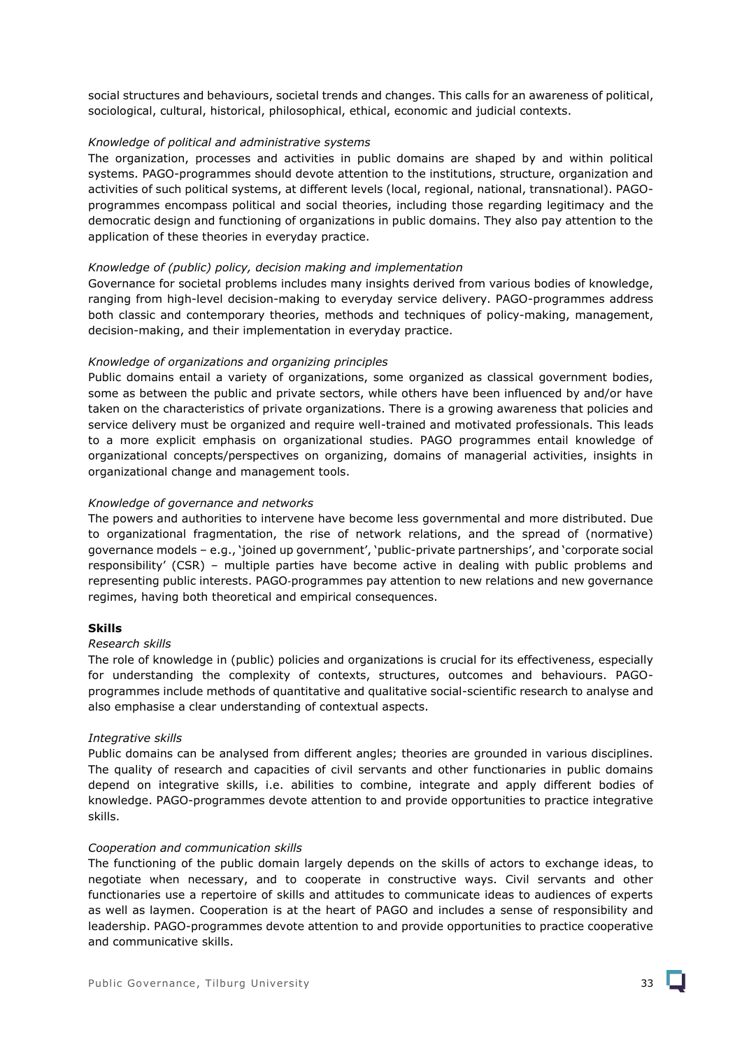social structures and behaviours, societal trends and changes. This calls for an awareness of political, sociological, cultural, historical, philosophical, ethical, economic and judicial contexts.

*Knowledge of political and administrative systems*

The organization, processes and activities in public domains are shaped by and within political systems. PAGO-programmes should devote attention to the institutions, structure, organization and activities of such political systems, at different levels (local, regional, national, transnational). PAGO-programmes encompass political and social theories, including those regarding legitimacy and the democratic design and functioning of organizations in public domains. They also pay attention to the application of these theories in everyday practice.

*Knowledge of (public) policy, decision making and implementation*

Governance for societal problems includes many insights derived from various bodies of knowledge, ranging from high-level decision-making to everyday service delivery. PAGO-programmes address both classic and contemporary theories, methods and techniques of policy-making, management, decision-making, and their implementation in everyday practice.

*Knowledge of organizations and organizing principles*

Public domains entail a variety of organizations, some organized as classical government bodies, some as between the public and private sectors, while others have been influenced by and/or have taken on the characteristics of private organizations. There is a growing awareness that policies and service delivery must be organized and require well-trained and motivated professionals. This leads to a more explicit emphasis on organizational studies. PAGO programmes entail knowledge of organizational concepts/perspectives on organizing, domains of managerial activities, insights in organizational change and management tools.

*Knowledge of governance and networks*

The powers and authorities to intervene have become less governmental and more distributed. Due to organizational fragmentation, the rise of network relations, and the spread of (normative) governance models – e.g., 'joined up government', 'public-private partnerships', and 'corporate social responsibility' (CSR) – multiple parties have become active in dealing with public problems and representing public interests. PAGO-programmes pay attention to new relations and new governance regimes, having both theoretical and empirical consequences.

**Skills**

*Research skills*

The role of knowledge in (public) policies and organizations is crucial for its effectiveness, especially for understanding the complexity of contexts, structures, outcomes and behaviours. PAGO-programmes include methods of quantitative and qualitative social-scientific research to analyse and also emphasise a clear understanding of contextual aspects.

*Integrative skills*

Public domains can be analysed from different angles; theories are grounded in various disciplines. The quality of research and capacities of civil servants and other functionaries in public domains depend on integrative skills, i.e. abilities to combine, integrate and apply different bodies of knowledge. PAGO-programmes devote attention to and provide opportunities to practice integrative skills.

*Cooperation and communication skills*

The functioning of the public domain largely depends on the skills of actors to exchange ideas, to negotiate when necessary, and to cooperate in constructive ways. Civil servants and other functionaries use a repertoire of skills and attitudes to communicate ideas to audiences of experts as well as laymen. Cooperation is at the heart of PAGO and includes a sense of responsibility and leadership. PAGO-programmes devote attention to and provide opportunities to practice cooperative and communicative skills.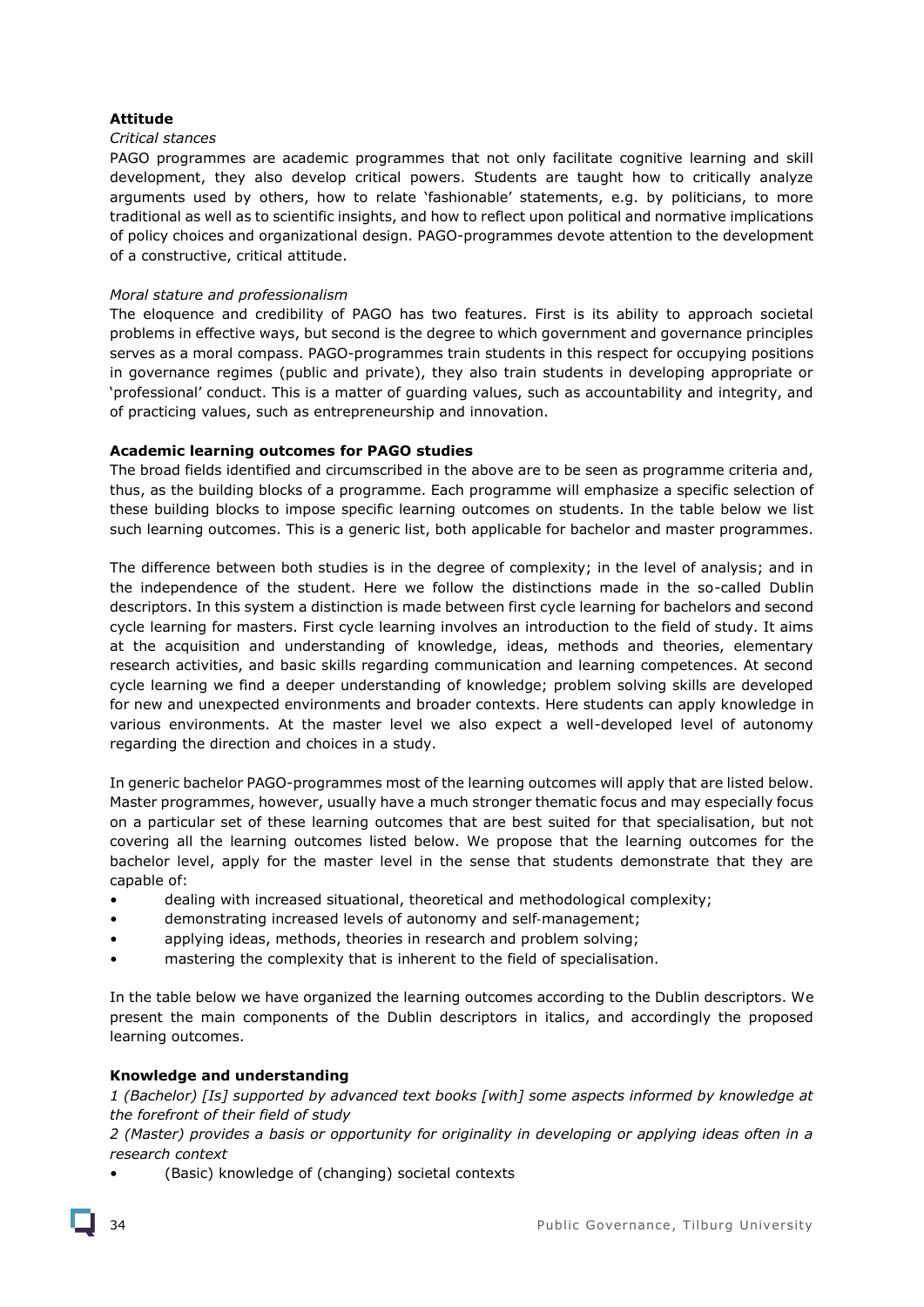**Attitude**

*Critical stances*

PAGO programmes are academic programmes that not only facilitate cognitive learning and skill development, they also develop critical powers. Students are taught how to critically analyze arguments used by others, how to relate 'fashionable' statements, e.g. by politicians, to more traditional as well as to scientific insights, and how to reflect upon political and normative implications of policy choices and organizational design. PAGO-programmes devote attention to the development of a constructive, critical attitude.

*Moral stature and professionalism*

The eloquence and credibility of PAGO has two features. First is its ability to approach societal problems in effective ways, but second is the degree to which government and governance principles serves as a moral compass. PAGO-programmes train students in this respect for occupying positions in governance regimes (public and private), they also train students in developing appropriate or 'professional' conduct. This is a matter of guarding values, such as accountability and integrity, and of practicing values, such as entrepreneurship and innovation.

**Academic learning outcomes for PAGO studies**

The broad fields identified and circumscribed in the above are to be seen as programme criteria and, thus, as the building blocks of a programme. Each programme will emphasize a specific selection of these building blocks to impose specific learning outcomes on students. In the table below we list such learning outcomes. This is a generic list, both applicable for bachelor and master programmes.

The difference between both studies is in the degree of complexity; in the level of analysis; and in the independence of the student. Here we follow the distinctions made in the so-called Dublin descriptors. In this system a distinction is made between first cycle learning for bachelors and second cycle learning for masters. First cycle learning involves an introduction to the field of study. It aims at the acquisition and understanding of knowledge, ideas, methods and theories, elementary research activities, and basic skills regarding communication and learning competences. At second cycle learning we find a deeper understanding of knowledge; problem solving skills are developed for new and unexpected environments and broader contexts. Here students can apply knowledge in various environments. At the master level we also expect a well-developed level of autonomy regarding the direction and choices in a study.

In generic bachelor PAGO-programmes most of the learning outcomes will apply that are listed below. Master programmes, however, usually have a much stronger thematic focus and may especially focus on a particular set of these learning outcomes that are best suited for that specialisation, but not covering all the learning outcomes listed below. We propose that the learning outcomes for the bachelor level, apply for the master level in the sense that students demonstrate that they are capable of:

- dealing with increased situational, theoretical and methodological complexity;
- demonstrating increased levels of autonomy and self-management;
- applying ideas, methods, theories in research and problem solving;
- mastering the complexity that is inherent to the field of specialisation.

In the table below we have organized the learning outcomes according to the Dublin descriptors. We present the main components of the Dublin descriptors in italics, and accordingly the proposed learning outcomes.

**Knowledge and understanding**

*1 (Bachelor) [Is] supported by advanced text books [with] some aspects informed by knowledge at the forefront of their field of study*

*2 (Master) provides a basis or opportunity for originality in developing or applying ideas often in a research context*

- (Basic) knowledge of (changing) societal contexts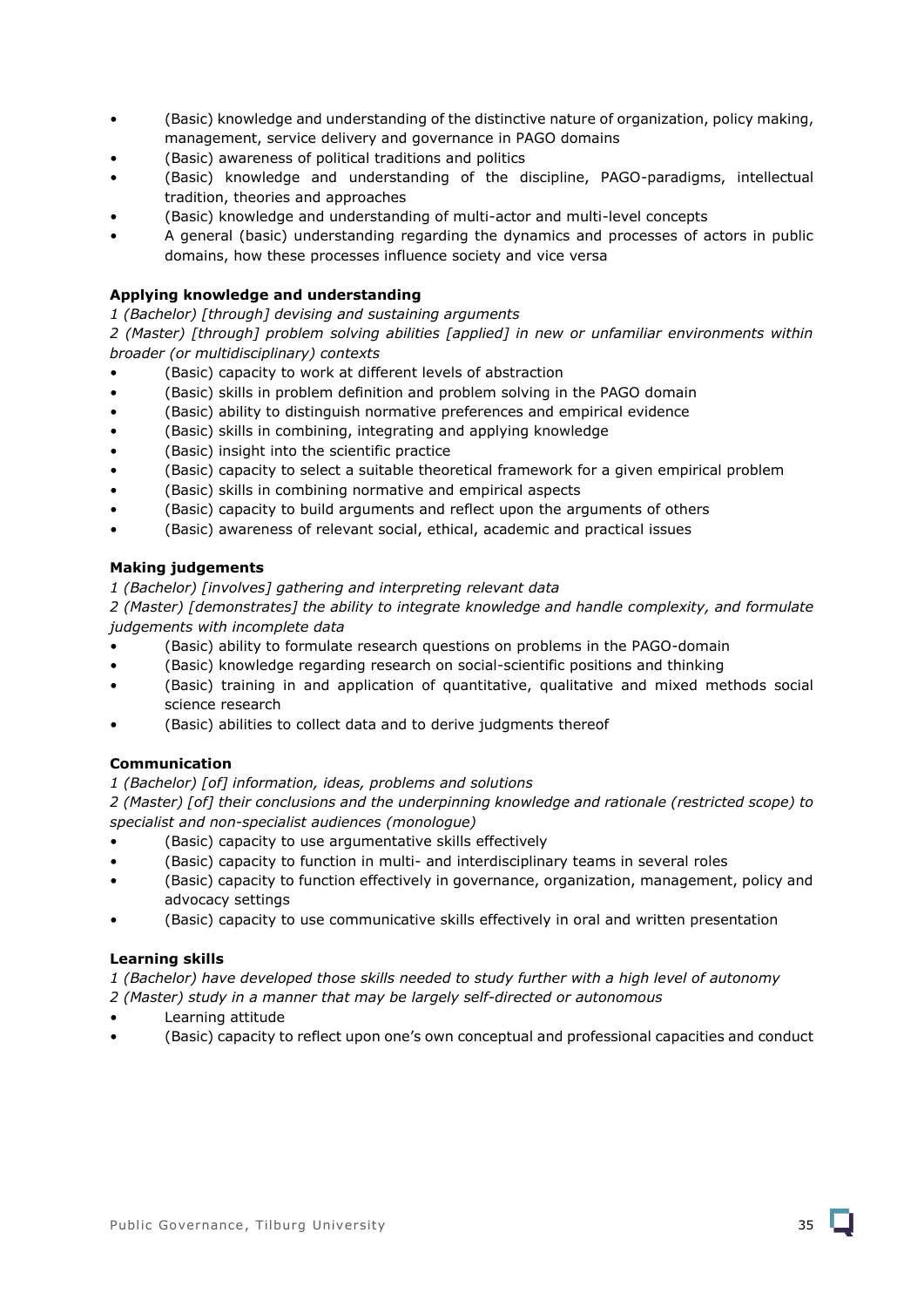- (Basic) knowledge and understanding of the distinctive nature of organization, policy making, management, service delivery and governance in PAGO domains
- (Basic) awareness of political traditions and politics
- (Basic) knowledge and understanding of the discipline, PAGO-paradigms, intellectual tradition, theories and approaches
- (Basic) knowledge and understanding of multi-actor and multi-level concepts
- A general (basic) understanding regarding the dynamics and processes of actors in public domains, how these processes influence society and vice versa

**Applying knowledge and understanding**

*1 (Bachelor) [through] devising and sustaining arguments*

*2 (Master) [through] problem solving abilities [applied] in new or unfamiliar environments within broader (or multidisciplinary) contexts*

- (Basic) capacity to work at different levels of abstraction
- (Basic) skills in problem definition and problem solving in the PAGO domain
- (Basic) ability to distinguish normative preferences and empirical evidence
- (Basic) skills in combining, integrating and applying knowledge
- (Basic) insight into the scientific practice
- (Basic) capacity to select a suitable theoretical framework for a given empirical problem
- (Basic) skills in combining normative and empirical aspects
- (Basic) capacity to build arguments and reflect upon the arguments of others
- (Basic) awareness of relevant social, ethical, academic and practical issues

**Making judgements**

*1 (Bachelor) [involves] gathering and interpreting relevant data*

*2 (Master) [demonstrates] the ability to integrate knowledge and handle complexity, and formulate judgements with incomplete data*

- (Basic) ability to formulate research questions on problems in the PAGO-domain
- (Basic) knowledge regarding research on social-scientific positions and thinking
- (Basic) training in and application of quantitative, qualitative and mixed methods social science research
- (Basic) abilities to collect data and to derive judgments thereof

**Communication**

*1 (Bachelor) [of] information, ideas, problems and solutions*

*2 (Master) [of] their conclusions and the underpinning knowledge and rationale (restricted scope) to specialist and non-specialist audiences (monologue)*

- (Basic) capacity to use argumentative skills effectively
- (Basic) capacity to function in multi- and interdisciplinary teams in several roles
- (Basic) capacity to function effectively in governance, organization, management, policy and advocacy settings
- (Basic) capacity to use communicative skills effectively in oral and written presentation

**Learning skills**

*1 (Bachelor) have developed those skills needed to study further with a high level of autonomy*

*2 (Master) study in a manner that may be largely self-directed or autonomous*

- Learning attitude
- (Basic) capacity to reflect upon one's own conceptual and professional capacities and conduct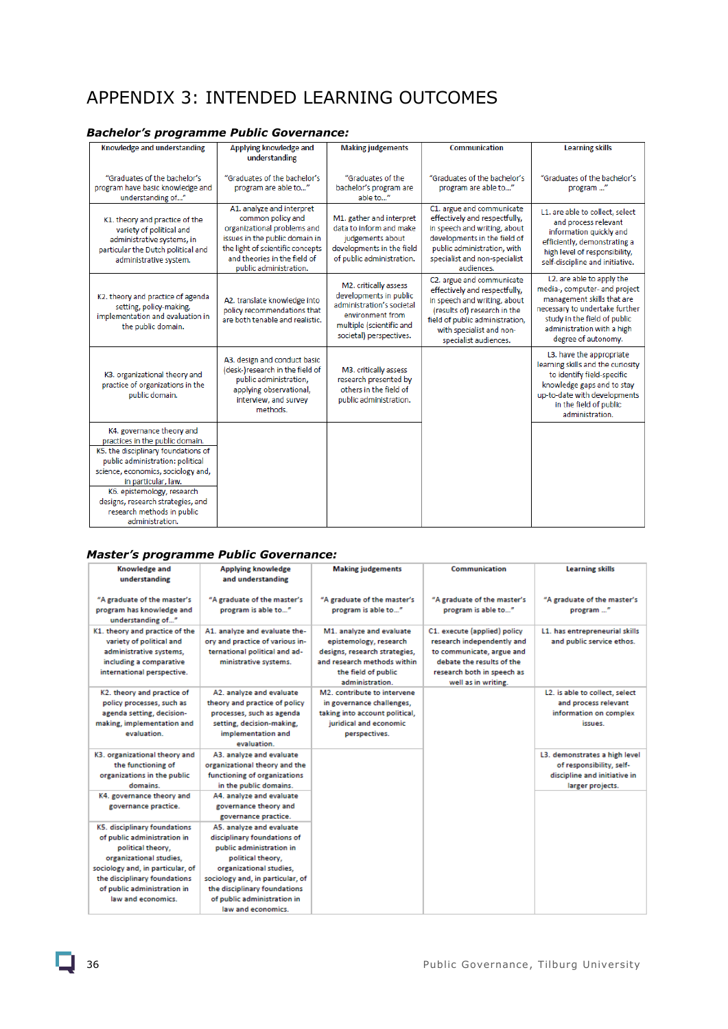# APPENDIX 3: INTENDED LEARNING OUTCOMES

***Bachelor's programme Public Governance:***

| Knowledge and understanding<br><br>"Graduates of the bachelor's program have basic knowledge and understanding of…" | Applying knowledge and understanding<br><br>"Graduates of the bachelor's program are able to…" | Making judgements<br><br>"Graduates of the bachelor's program are able to…" | Communication<br><br>"Graduates of the bachelor's program are able to…" | Learning skills<br><br>"Graduates of the bachelor's program …" |
|---|---|---|---|---|
| K1. theory and practice of the variety of political and administrative systems, in particular the Dutch political and administrative system. | A1. analyze and interpret common policy and organizational problems and issues in the public domain in the light of scientific concepts and theories in the field of public administration. | M1. gather and interpret data to inform and make judgements about developments in the field of public administration. | C1. argue and communicate effectively and respectfully, in speech and writing, about developments in the field of public administration, with specialist and non-specialist audiences. | L1. are able to collect, select and process relevant information quickly and efficiently, demonstrating a high level of responsibility, self-discipline and initiative. |
| K2. theory and practice of agenda setting, policy-making, implementation and evaluation in the public domain. | A2. translate knowledge into policy recommendations that are both tenable and realistic. | M2. critically assess developments in public administration's societal environment from multiple (scientific and societal) perspectives. | C2. argue and communicate effectively and respectfully, in speech and writing, about (results of) research in the field of public administration, with specialist and non-specialist audiences. | L2. are able to apply the media-, computer- and project management skills that are necessary to undertake further study in the field of public administration with a high degree of autonomy. |
| K3. organizational theory and practice of organizations in the public domain. | A3. design and conduct basic (desk-)research in the field of public administration, applying observational, interview, and survey methods. | M3. critically assess research presented by others in the field of public administration. | | L3. have the appropriate learning skills and the curiosity to identify field-specific knowledge gaps and to stay up-to-date with developments in the field of public administration. |
| K4. governance theory and practices in the public domain. | | | | |
| K5. the disciplinary foundations of public administration: political science, economics, sociology and, in particular, law. | | | | |
| K6. epistemology, research designs, research strategies, and research methods in public administration. | | | | |

***Master's programme Public Governance:***

| Knowledge and understanding<br><br>"A graduate of the master's program has knowledge and understanding of…" | Applying knowledge and understanding<br><br>"A graduate of the master's program is able to…" | Making judgements<br><br>"A graduate of the master's program is able to…" | Communication<br><br>"A graduate of the master's program is able to…" | Learning skills<br><br>"A graduate of the master's program …" |
|---|---|---|---|---|
| K1. theory and practice of the variety of political and administrative systems, including a comparative international perspective. | A1. analyze and evaluate theory and practice of various international political and administrative systems. | M1. analyze and evaluate epistemology, research designs, research strategies, and research methods within the field of public administration. | C1. execute (applied) policy research independently and to communicate, argue and debate the results of the research both in speech as well as in writing. | L1. has entrepreneurial skills and public service ethos. |
| K2. theory and practice of policy processes, such as agenda setting, decision-making, implementation and evaluation. | A2. analyze and evaluate theory and practice of policy processes, such as agenda setting, decision-making, implementation and evaluation. | M2. contribute to intervene in governance challenges, taking into account political, juridical and economic perspectives. | | L2. is able to collect, select and process relevant information on complex issues. |
| K3. organizational theory and the functioning of organizations in the public domains. | A3. analyze and evaluate organizational theory and the functioning of organizations in the public domains. | | | L3. demonstrates a high level of responsibility, self-discipline and initiative in larger projects. |
| K4. governance theory and governance practice. | A4. analyze and evaluate governance theory and governance practice. | | | |
| K5. disciplinary foundations of public administration in political theory, organizational studies, sociology and, in particular, of the disciplinary foundations of public administration in law and economics. | A5. analyze and evaluate disciplinary foundations of public administration in political theory, organizational studies, sociology and, in particular, of the disciplinary foundations of public administration in law and economics. | | | |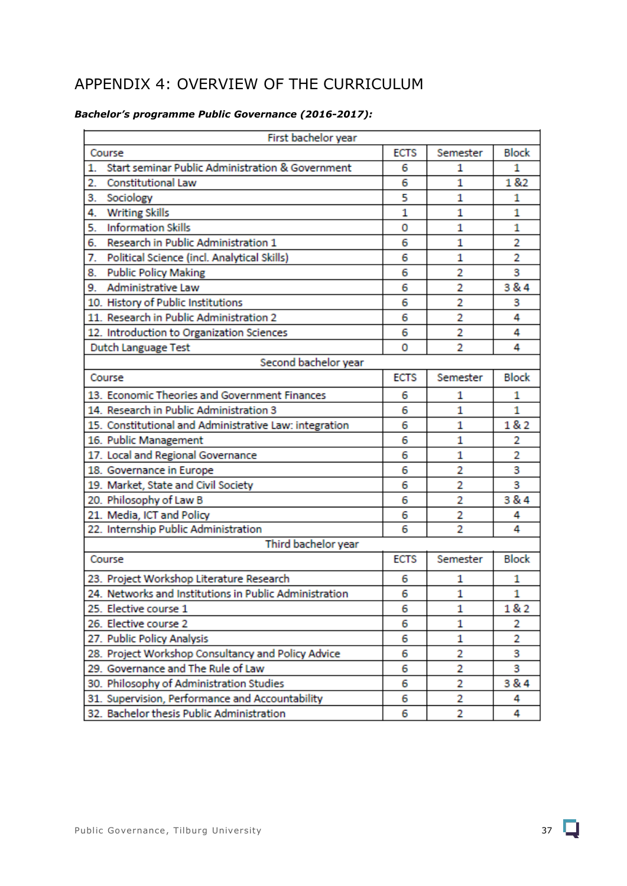# APPENDIX 4: OVERVIEW OF THE CURRICULUM

***Bachelor's programme Public Governance (2016-2017):***

| First bachelor year | | | |
|---|---|---|---|
| Course | ECTS | Semester | Block |
| 1. Start seminar Public Administration & Government | 6 | 1 | 1 |
| 2. Constitutional Law | 6 | 1 | 1 &2 |
| 3. Sociology | 5 | 1 | 1 |
| 4. Writing Skills | 1 | 1 | 1 |
| 5. Information Skills | 0 | 1 | 1 |
| 6. Research in Public Administration 1 | 6 | 1 | 2 |
| 7. Political Science (incl. Analytical Skills) | 6 | 1 | 2 |
| 8. Public Policy Making | 6 | 2 | 3 |
| 9. Administrative Law | 6 | 2 | 3 & 4 |
| 10. History of Public Institutions | 6 | 2 | 3 |
| 11. Research in Public Administration 2 | 6 | 2 | 4 |
| 12. Introduction to Organization Sciences | 6 | 2 | 4 |
| Dutch Language Test | 0 | 2 | 4 |
| **Second bachelor year** | | | |
| Course | ECTS | Semester | Block |
| 13. Economic Theories and Government Finances | 6 | 1 | 1 |
| 14. Research in Public Administration 3 | 6 | 1 | 1 |
| 15. Constitutional and Administrative Law: integration | 6 | 1 | 1 & 2 |
| 16. Public Management | 6 | 1 | 2 |
| 17. Local and Regional Governance | 6 | 1 | 2 |
| 18. Governance in Europe | 6 | 2 | 3 |
| 19. Market, State and Civil Society | 6 | 2 | 3 |
| 20. Philosophy of Law B | 6 | 2 | 3 & 4 |
| 21. Media, ICT and Policy | 6 | 2 | 4 |
| 22. Internship Public Administration | 6 | 2 | 4 |
| **Third bachelor year** | | | |
| Course | ECTS | Semester | Block |
| 23. Project Workshop Literature Research | 6 | 1 | 1 |
| 24. Networks and Institutions in Public Administration | 6 | 1 | 1 |
| 25. Elective course 1 | 6 | 1 | 1 & 2 |
| 26. Elective course 2 | 6 | 1 | 2 |
| 27. Public Policy Analysis | 6 | 1 | 2 |
| 28. Project Workshop Consultancy and Policy Advice | 6 | 2 | 3 |
| 29. Governance and The Rule of Law | 6 | 2 | 3 |
| 30. Philosophy of Administration Studies | 6 | 2 | 3 & 4 |
| 31. Supervision, Performance and Accountability | 6 | 2 | 4 |
| 32. Bachelor thesis Public Administration | 6 | 2 | 4 |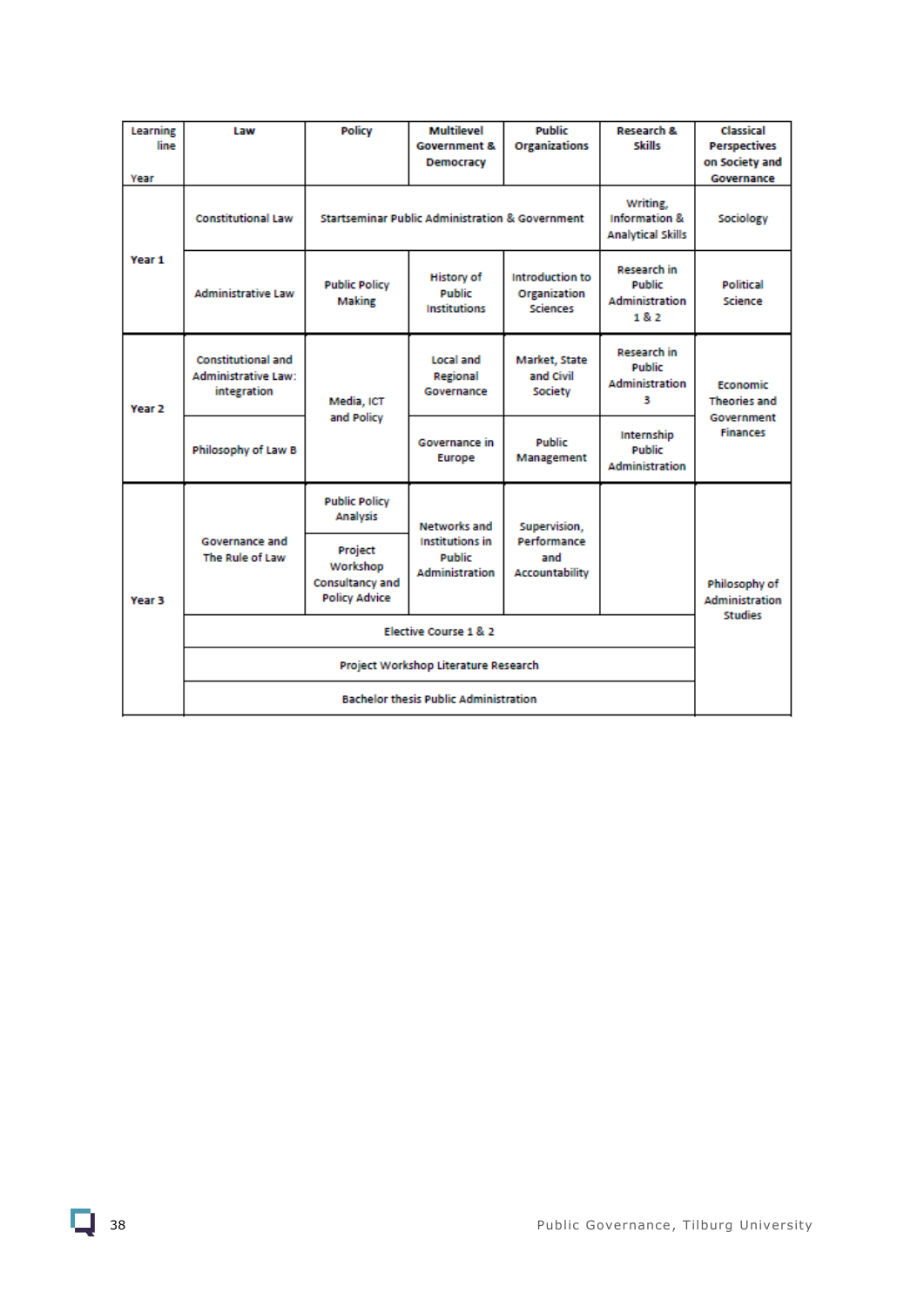| Learning line / Year | Law | Policy | Multilevel Government & Democracy | Public Organizations | Research & Skills | Classical Perspectives on Society and Governance |
|---|---|---|---|---|---|---|
| Year 1 | Constitutional Law | Startseminar Public Administration & Government | | | Writing, Information & Analytical Skills | Sociology |
| | Administrative Law | Public Policy Making | History of Public Institutions | Introduction to Organization Sciences | Research in Public Administration 1 & 2 | Political Science |
| Year 2 | Constitutional and Administrative Law: integration | Media, ICT and Policy | Local and Regional Governance | Market, State and Civil Society | Research in Public Administration 3 | Economic Theories and Government Finances |
| | Philosophy of Law B | | Governance in Europe | Public Management | Internship Public Administration | |
| Year 3 | Governance and The Rule of Law | Public Policy Analysis | Networks and Institutions in Public Administration | Supervision, Performance and Accountability | | Philosophy of Administration Studies |
| | | Project Workshop Consultancy and Policy Advice | | | | |
| | Elective Course 1 & 2 | | | | | |
| | Project Workshop Literature Research | | | | | |
| | Bachelor thesis Public Administration | | | | | |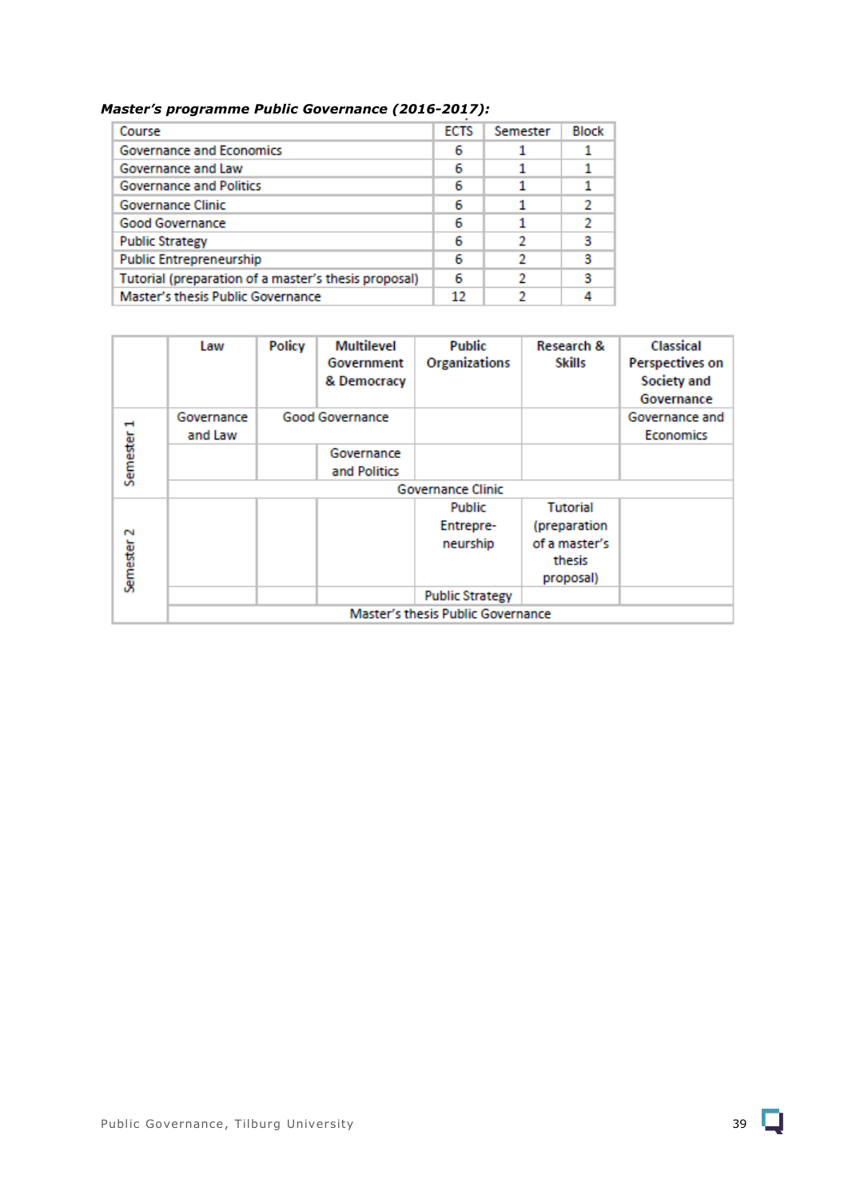***Master's programme Public Governance (2016-2017):***

| Course | ECTS | Semester | Block |
|---|---|---|---|
| Governance and Economics | 6 | 1 | 1 |
| Governance and Law | 6 | 1 | 1 |
| Governance and Politics | 6 | 1 | 1 |
| Governance Clinic | 6 | 1 | 2 |
| Good Governance | 6 | 1 | 2 |
| Public Strategy | 6 | 2 | 3 |
| Public Entrepreneurship | 6 | 2 | 3 |
| Tutorial (preparation of a master's thesis proposal) | 6 | 2 | 3 |
| Master's thesis Public Governance | 12 | 2 | 4 |

| | **Law** | **Policy** | **Multilevel Government & Democracy** | **Public Organizations** | **Research & Skills** | **Classical Perspectives on Society and Governance** |
|---|---|---|---|---|---|---|
| Semester 1 | Governance and Law | Good Governance | | | | Governance and Economics |
| | | | Governance and Politics | | | |
| | Governance Clinic | | | | | |
| Semester 2 | | | | Public Entrepre-neurship | Tutorial (preparation of a master's thesis proposal) | |
| | | | | Public Strategy | | |
| | Master's thesis Public Governance | | | | | |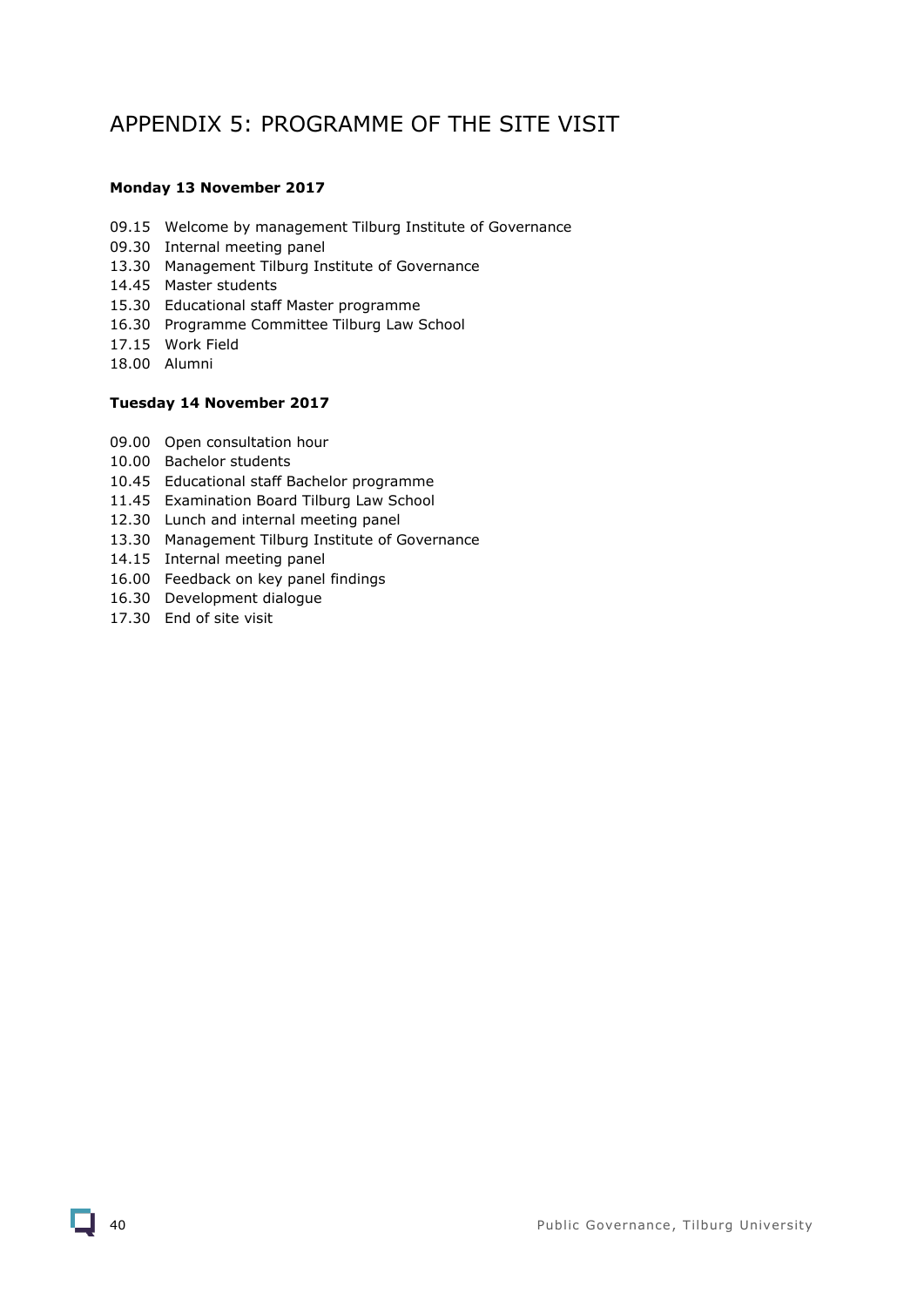# APPENDIX 5: PROGRAMME OF THE SITE VISIT

**Monday 13 November 2017**

09.15 Welcome by management Tilburg Institute of Governance
09.30 Internal meeting panel
13.30 Management Tilburg Institute of Governance
14.45 Master students
15.30 Educational staff Master programme
16.30 Programme Committee Tilburg Law School
17.15 Work Field
18.00 Alumni

**Tuesday 14 November 2017**

09.00 Open consultation hour
10.00 Bachelor students
10.45 Educational staff Bachelor programme
11.45 Examination Board Tilburg Law School
12.30 Lunch and internal meeting panel
13.30 Management Tilburg Institute of Governance
14.15 Internal meeting panel
16.00 Feedback on key panel findings
16.30 Development dialogue
17.30 End of site visit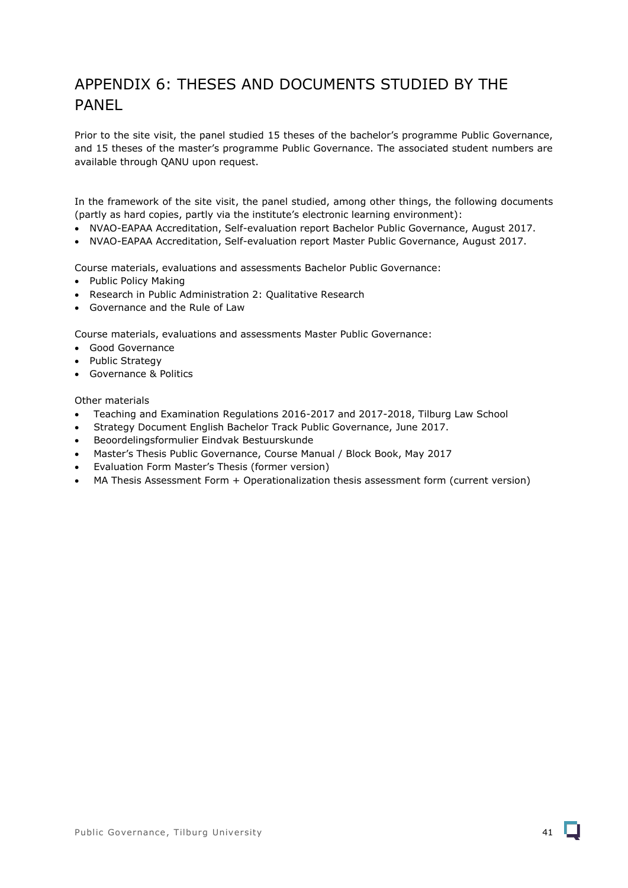# APPENDIX 6: THESES AND DOCUMENTS STUDIED BY THE PANEL

Prior to the site visit, the panel studied 15 theses of the bachelor's programme Public Governance, and 15 theses of the master's programme Public Governance. The associated student numbers are available through QANU upon request.

In the framework of the site visit, the panel studied, among other things, the following documents (partly as hard copies, partly via the institute's electronic learning environment):

- NVAO-EAPAA Accreditation, Self-evaluation report Bachelor Public Governance, August 2017.
- NVAO-EAPAA Accreditation, Self-evaluation report Master Public Governance, August 2017.

Course materials, evaluations and assessments Bachelor Public Governance:

- Public Policy Making
- Research in Public Administration 2: Qualitative Research
- Governance and the Rule of Law

Course materials, evaluations and assessments Master Public Governance:

- Good Governance
- Public Strategy
- Governance & Politics

Other materials

- Teaching and Examination Regulations 2016-2017 and 2017-2018, Tilburg Law School
- Strategy Document English Bachelor Track Public Governance, June 2017.
- Beoordelingsformulier Eindvak Bestuurskunde
- Master's Thesis Public Governance, Course Manual / Block Book, May 2017
- Evaluation Form Master's Thesis (former version)
- MA Thesis Assessment Form + Operationalization thesis assessment form (current version)